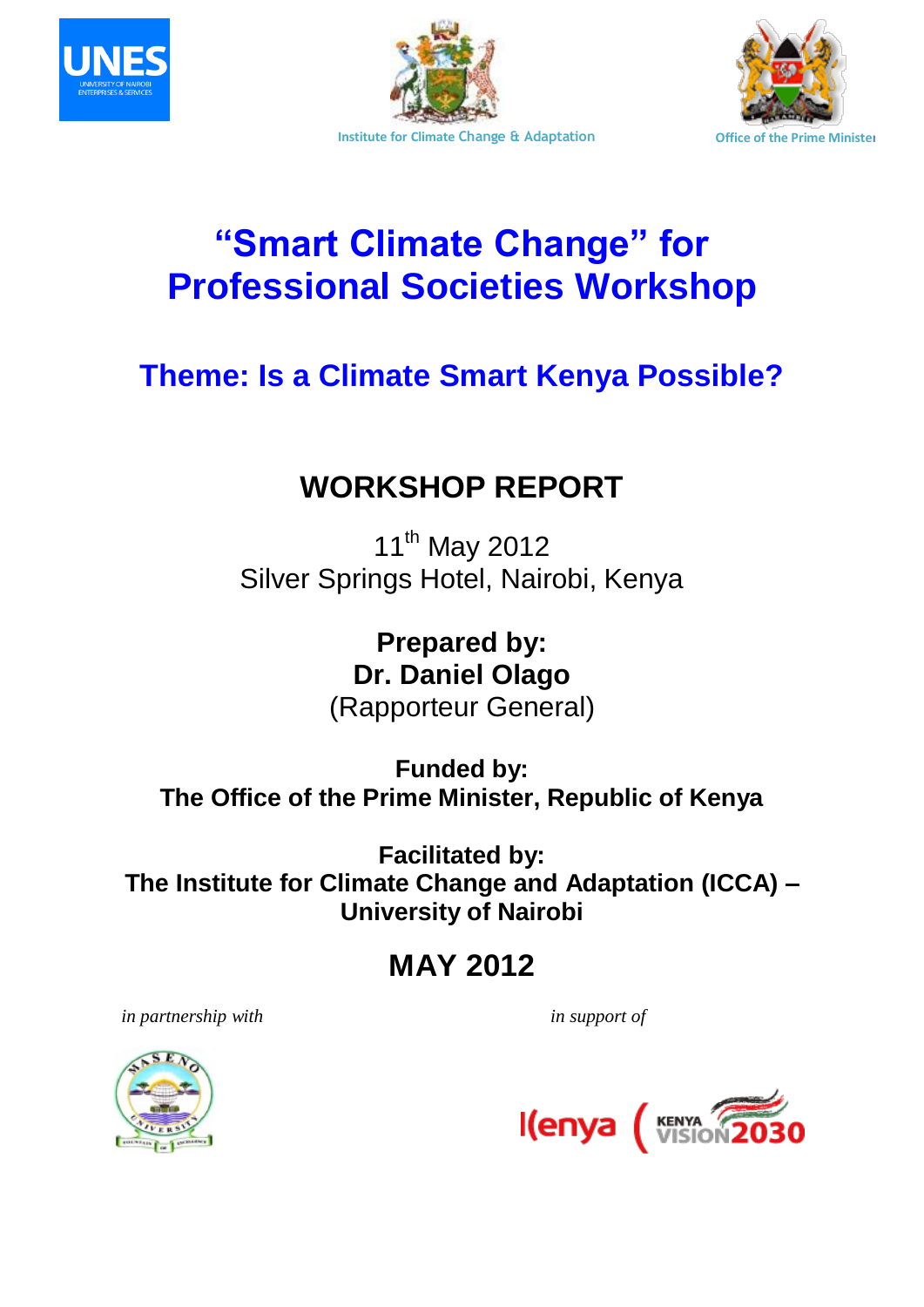Institute for Climate Change & Adaptation

Office of the Prime Minister

# "Smart Climate Change" for Professional Societies Workshop

## Theme: Is a Climate Smart Kenya Possible?

## WORKSHOP REPORT

11th May 2012
Silver Springs Hotel, Nairobi, Kenya

**Prepared by:**
**Dr. Daniel Olago**
(Rapporteur General)

**Funded by:**
**The Office of the Prime Minister, Republic of Kenya**

**Facilitated by:**
**The Institute for Climate Change and Adaptation (ICCA) – University of Nairobi**

## MAY 2012

*in partnership with*

*in support of*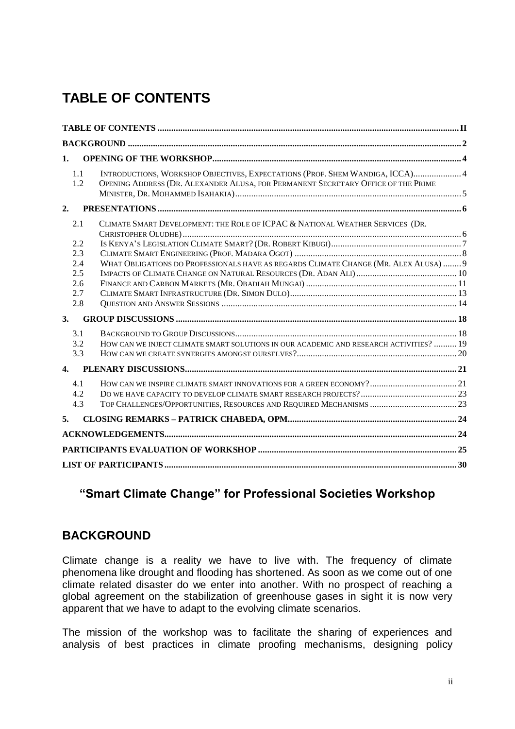# TABLE OF CONTENTS

TABLE OF CONTENTS ..... II

BACKGROUND ..... 2

1. OPENING OF THE WORKSHOP ..... 4
   - 1.1 INTRODUCTIONS, WORKSHOP OBJECTIVES, EXPECTATIONS (PROF. SHEM WANDIGA, ICCA) ..... 4
   - 1.2 OPENING ADDRESS (DR. ALEXANDER ALUSA, FOR PERMANENT SECRETARY OFFICE OF THE PRIME MINISTER, DR. MOHAMMED ISAHAKIA) ..... 5
2. PRESENTATIONS ..... 6
   - 2.1 CLIMATE SMART DEVELOPMENT: THE ROLE OF ICPAC & NATIONAL WEATHER SERVICES (DR. CHRISTOPHER OLUDHE) ..... 6
   - 2.2 IS KENYA'S LEGISLATION CLIMATE SMART? (DR. ROBERT KIBUGI) ..... 7
   - 2.3 CLIMATE SMART ENGINEERING (PROF. MADARA OGOT) ..... 8
   - 2.4 WHAT OBLIGATIONS DO PROFESSIONALS HAVE AS REGARDS CLIMATE CHANGE (MR. ALEX ALUSA) ..... 9
   - 2.5 IMPACTS OF CLIMATE CHANGE ON NATURAL RESOURCES (DR. ADAN ALI) ..... 10
   - 2.6 FINANCE AND CARBON MARKETS (MR. OBADIAH MUNGAI) ..... 11
   - 2.7 CLIMATE SMART INFRASTRUCTURE (DR. SIMON DULO) ..... 13
   - 2.8 QUESTION AND ANSWER SESSIONS ..... 14
3. GROUP DISCUSSIONS ..... 18
   - 3.1 BACKGROUND TO GROUP DISCUSSIONS ..... 18
   - 3.2 HOW CAN WE INJECT CLIMATE SMART SOLUTIONS IN OUR ACADEMIC AND RESEARCH ACTIVITIES? ..... 19
   - 3.3 HOW CAN WE CREATE SYNERGIES AMONGST OURSELVES? ..... 20
4. PLENARY DISCUSSIONS ..... 21
   - 4.1 HOW CAN WE INSPIRE CLIMATE SMART INNOVATIONS FOR A GREEN ECONOMY? ..... 21
   - 4.2 DO WE HAVE CAPACITY TO DEVELOP CLIMATE SMART RESEARCH PROJECTS? ..... 23
   - 4.3 TOP CHALLENGES/OPPORTUNITIES, RESOURCES AND REQUIRED MECHANISMS ..... 23
5. CLOSING REMARKS – PATRICK CHABEDA, OPM ..... 24

ACKNOWLEDGEMENTS ..... 24

PARTICIPANTS EVALUATION OF WORKSHOP ..... 25

LIST OF PARTICIPANTS ..... 30

## "Smart Climate Change" for Professional Societies Workshop

## BACKGROUND

Climate change is a reality we have to live with. The frequency of climate phenomena like drought and flooding has shortened. As soon as we come out of one climate related disaster do we enter into another. With no prospect of reaching a global agreement on the stabilization of greenhouse gases in sight it is now very apparent that we have to adapt to the evolving climate scenarios.

The mission of the workshop was to facilitate the sharing of experiences and analysis of best practices in climate proofing mechanisms, designing policy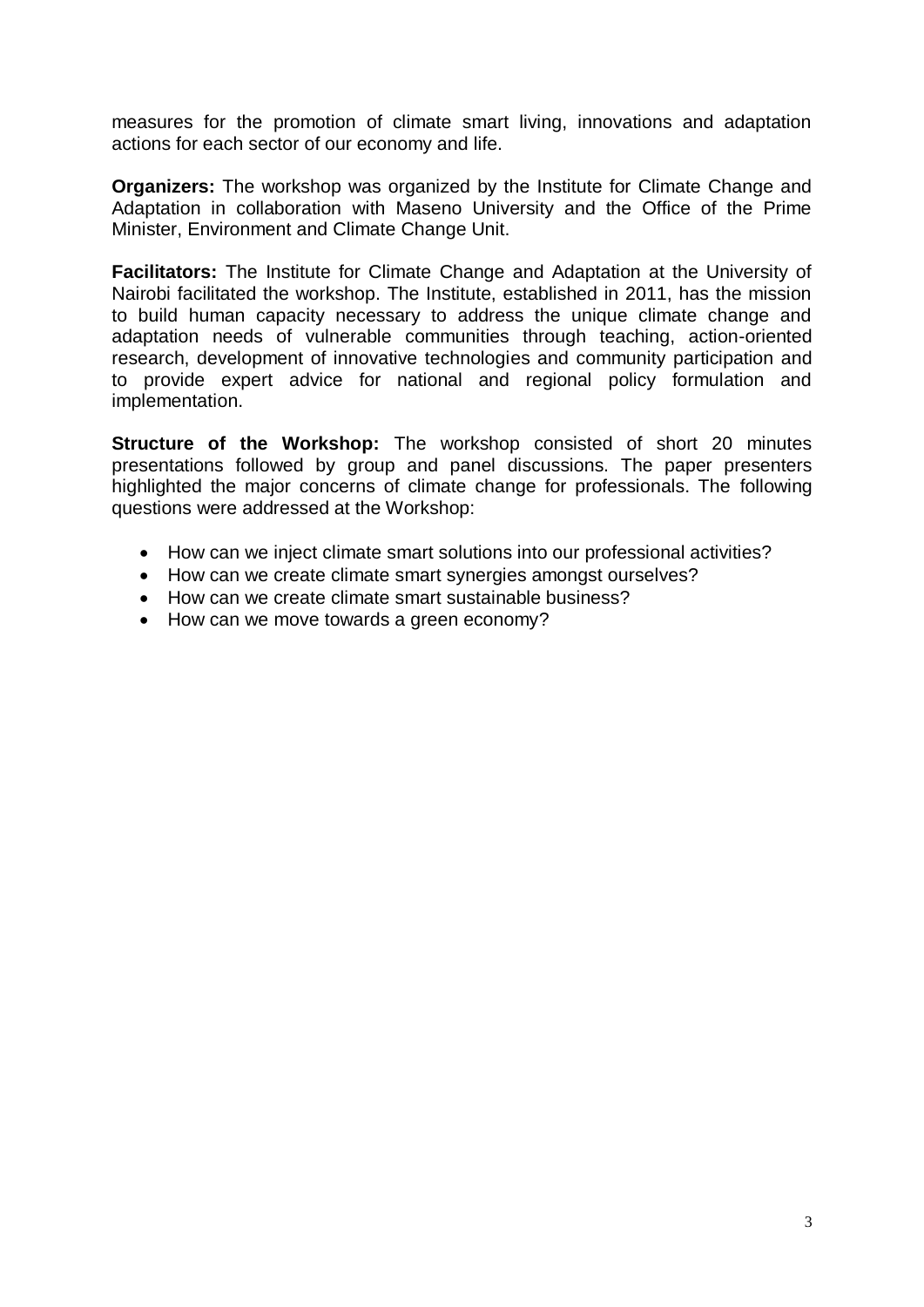measures for the promotion of climate smart living, innovations and adaptation actions for each sector of our economy and life.

**Organizers:** The workshop was organized by the Institute for Climate Change and Adaptation in collaboration with Maseno University and the Office of the Prime Minister, Environment and Climate Change Unit.

**Facilitators:** The Institute for Climate Change and Adaptation at the University of Nairobi facilitated the workshop. The Institute, established in 2011, has the mission to build human capacity necessary to address the unique climate change and adaptation needs of vulnerable communities through teaching, action-oriented research, development of innovative technologies and community participation and to provide expert advice for national and regional policy formulation and implementation.

**Structure of the Workshop:** The workshop consisted of short 20 minutes presentations followed by group and panel discussions. The paper presenters highlighted the major concerns of climate change for professionals. The following questions were addressed at the Workshop:

- How can we inject climate smart solutions into our professional activities?
- How can we create climate smart synergies amongst ourselves?
- How can we create climate smart sustainable business?
- How can we move towards a green economy?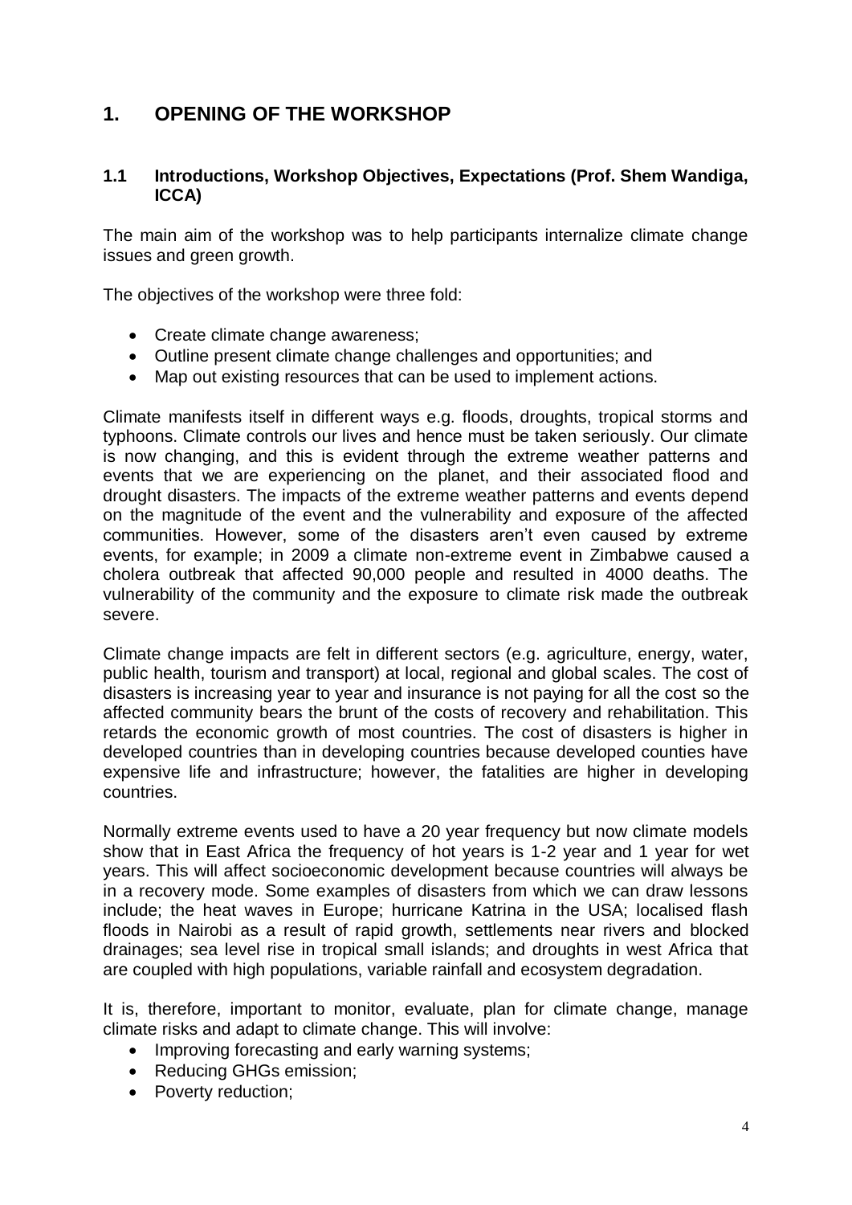# 1. OPENING OF THE WORKSHOP

## 1.1 Introductions, Workshop Objectives, Expectations (Prof. Shem Wandiga, ICCA)

The main aim of the workshop was to help participants internalize climate change issues and green growth.

The objectives of the workshop were three fold:

- Create climate change awareness;
- Outline present climate change challenges and opportunities; and
- Map out existing resources that can be used to implement actions.

Climate manifests itself in different ways e.g. floods, droughts, tropical storms and typhoons. Climate controls our lives and hence must be taken seriously. Our climate is now changing, and this is evident through the extreme weather patterns and events that we are experiencing on the planet, and their associated flood and drought disasters. The impacts of the extreme weather patterns and events depend on the magnitude of the event and the vulnerability and exposure of the affected communities. However, some of the disasters aren't even caused by extreme events, for example; in 2009 a climate non-extreme event in Zimbabwe caused a cholera outbreak that affected 90,000 people and resulted in 4000 deaths. The vulnerability of the community and the exposure to climate risk made the outbreak severe.

Climate change impacts are felt in different sectors (e.g. agriculture, energy, water, public health, tourism and transport) at local, regional and global scales. The cost of disasters is increasing year to year and insurance is not paying for all the cost so the affected community bears the brunt of the costs of recovery and rehabilitation. This retards the economic growth of most countries. The cost of disasters is higher in developed countries than in developing countries because developed counties have expensive life and infrastructure; however, the fatalities are higher in developing countries.

Normally extreme events used to have a 20 year frequency but now climate models show that in East Africa the frequency of hot years is 1-2 year and 1 year for wet years. This will affect socioeconomic development because countries will always be in a recovery mode. Some examples of disasters from which we can draw lessons include; the heat waves in Europe; hurricane Katrina in the USA; localised flash floods in Nairobi as a result of rapid growth, settlements near rivers and blocked drainages; sea level rise in tropical small islands; and droughts in west Africa that are coupled with high populations, variable rainfall and ecosystem degradation.

It is, therefore, important to monitor, evaluate, plan for climate change, manage climate risks and adapt to climate change. This will involve:

- Improving forecasting and early warning systems;
- Reducing GHGs emission;
- Poverty reduction;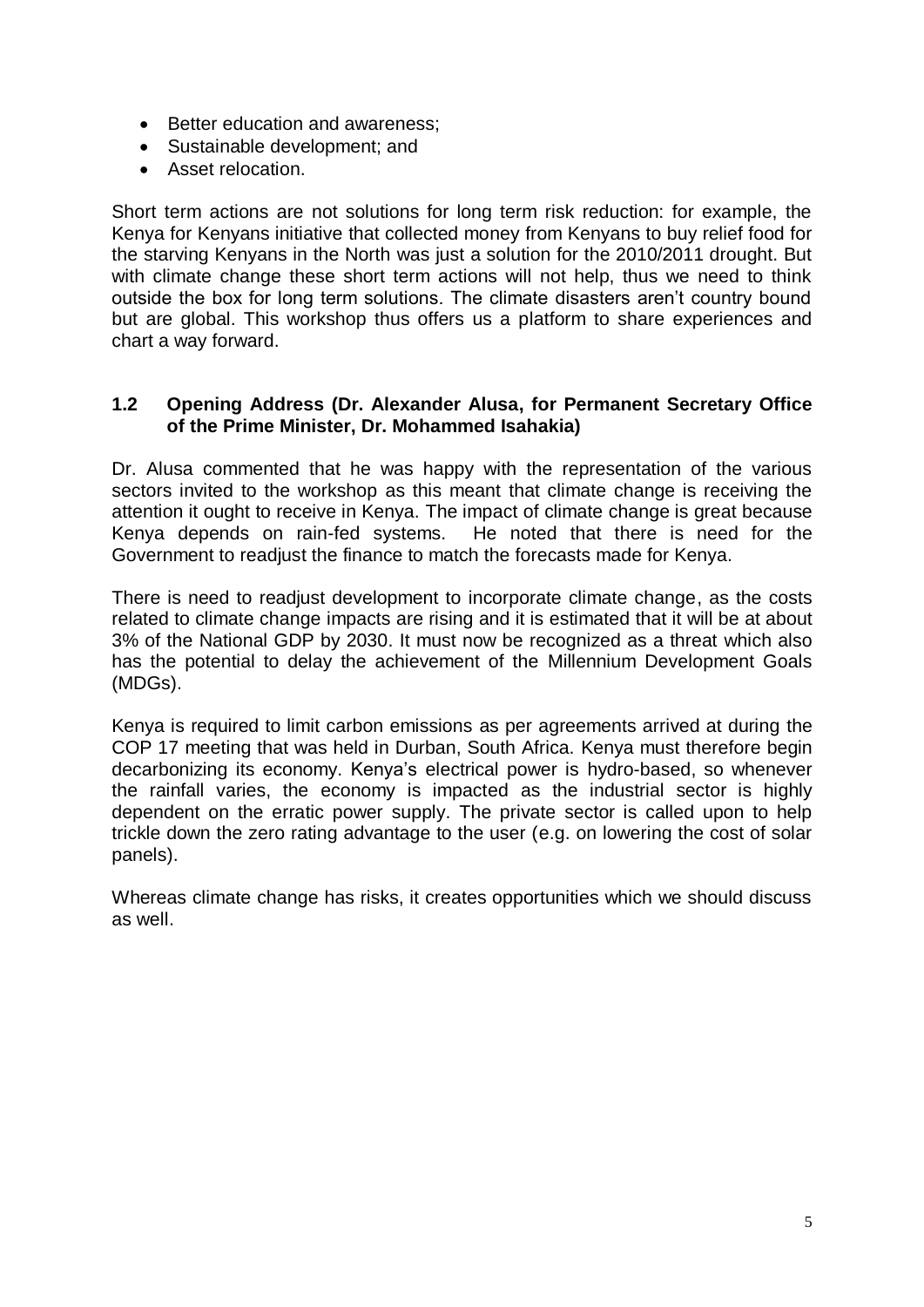- Better education and awareness;
- Sustainable development; and
- Asset relocation.

Short term actions are not solutions for long term risk reduction: for example, the Kenya for Kenyans initiative that collected money from Kenyans to buy relief food for the starving Kenyans in the North was just a solution for the 2010/2011 drought. But with climate change these short term actions will not help, thus we need to think outside the box for long term solutions. The climate disasters aren't country bound but are global. This workshop thus offers us a platform to share experiences and chart a way forward.

### 1.2 Opening Address (Dr. Alexander Alusa, for Permanent Secretary Office of the Prime Minister, Dr. Mohammed Isahakia)

Dr. Alusa commented that he was happy with the representation of the various sectors invited to the workshop as this meant that climate change is receiving the attention it ought to receive in Kenya. The impact of climate change is great because Kenya depends on rain-fed systems. He noted that there is need for the Government to readjust the finance to match the forecasts made for Kenya.

There is need to readjust development to incorporate climate change, as the costs related to climate change impacts are rising and it is estimated that it will be at about 3% of the National GDP by 2030. It must now be recognized as a threat which also has the potential to delay the achievement of the Millennium Development Goals (MDGs).

Kenya is required to limit carbon emissions as per agreements arrived at during the COP 17 meeting that was held in Durban, South Africa. Kenya must therefore begin decarbonizing its economy. Kenya's electrical power is hydro-based, so whenever the rainfall varies, the economy is impacted as the industrial sector is highly dependent on the erratic power supply. The private sector is called upon to help trickle down the zero rating advantage to the user (e.g. on lowering the cost of solar panels).

Whereas climate change has risks, it creates opportunities which we should discuss as well.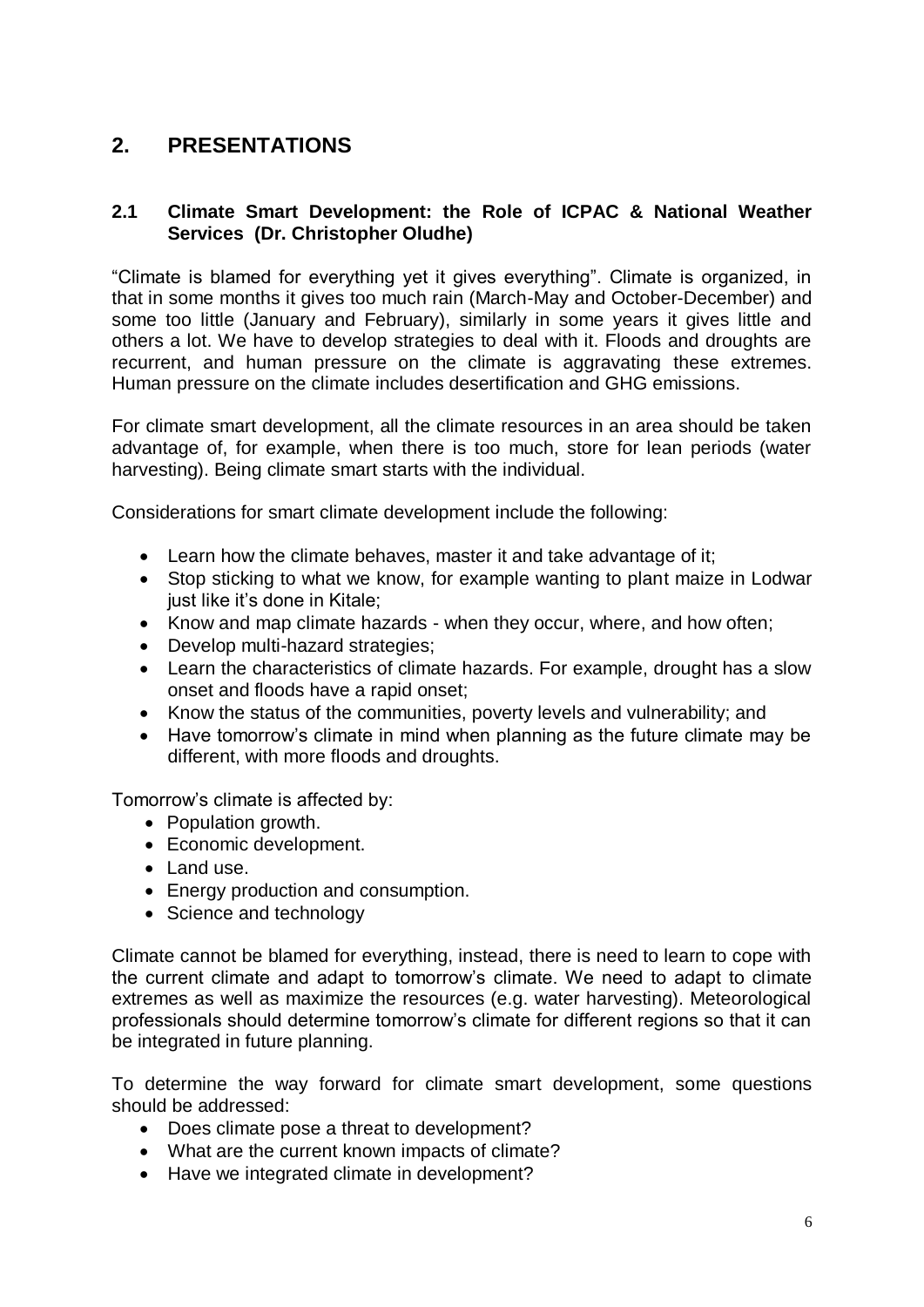# 2. PRESENTATIONS

## 2.1 Climate Smart Development: the Role of ICPAC & National Weather Services (Dr. Christopher Oludhe)

"Climate is blamed for everything yet it gives everything". Climate is organized, in that in some months it gives too much rain (March-May and October-December) and some too little (January and February), similarly in some years it gives little and others a lot. We have to develop strategies to deal with it. Floods and droughts are recurrent, and human pressure on the climate is aggravating these extremes. Human pressure on the climate includes desertification and GHG emissions.

For climate smart development, all the climate resources in an area should be taken advantage of, for example, when there is too much, store for lean periods (water harvesting). Being climate smart starts with the individual.

Considerations for smart climate development include the following:

- Learn how the climate behaves, master it and take advantage of it;
- Stop sticking to what we know, for example wanting to plant maize in Lodwar just like it's done in Kitale;
- Know and map climate hazards - when they occur, where, and how often;
- Develop multi-hazard strategies;
- Learn the characteristics of climate hazards. For example, drought has a slow onset and floods have a rapid onset;
- Know the status of the communities, poverty levels and vulnerability; and
- Have tomorrow's climate in mind when planning as the future climate may be different, with more floods and droughts.

Tomorrow's climate is affected by:

- Population growth.
- Economic development.
- Land use.
- Energy production and consumption.
- Science and technology

Climate cannot be blamed for everything, instead, there is need to learn to cope with the current climate and adapt to tomorrow's climate. We need to adapt to climate extremes as well as maximize the resources (e.g. water harvesting). Meteorological professionals should determine tomorrow's climate for different regions so that it can be integrated in future planning.

To determine the way forward for climate smart development, some questions should be addressed:

- Does climate pose a threat to development?
- What are the current known impacts of climate?
- Have we integrated climate in development?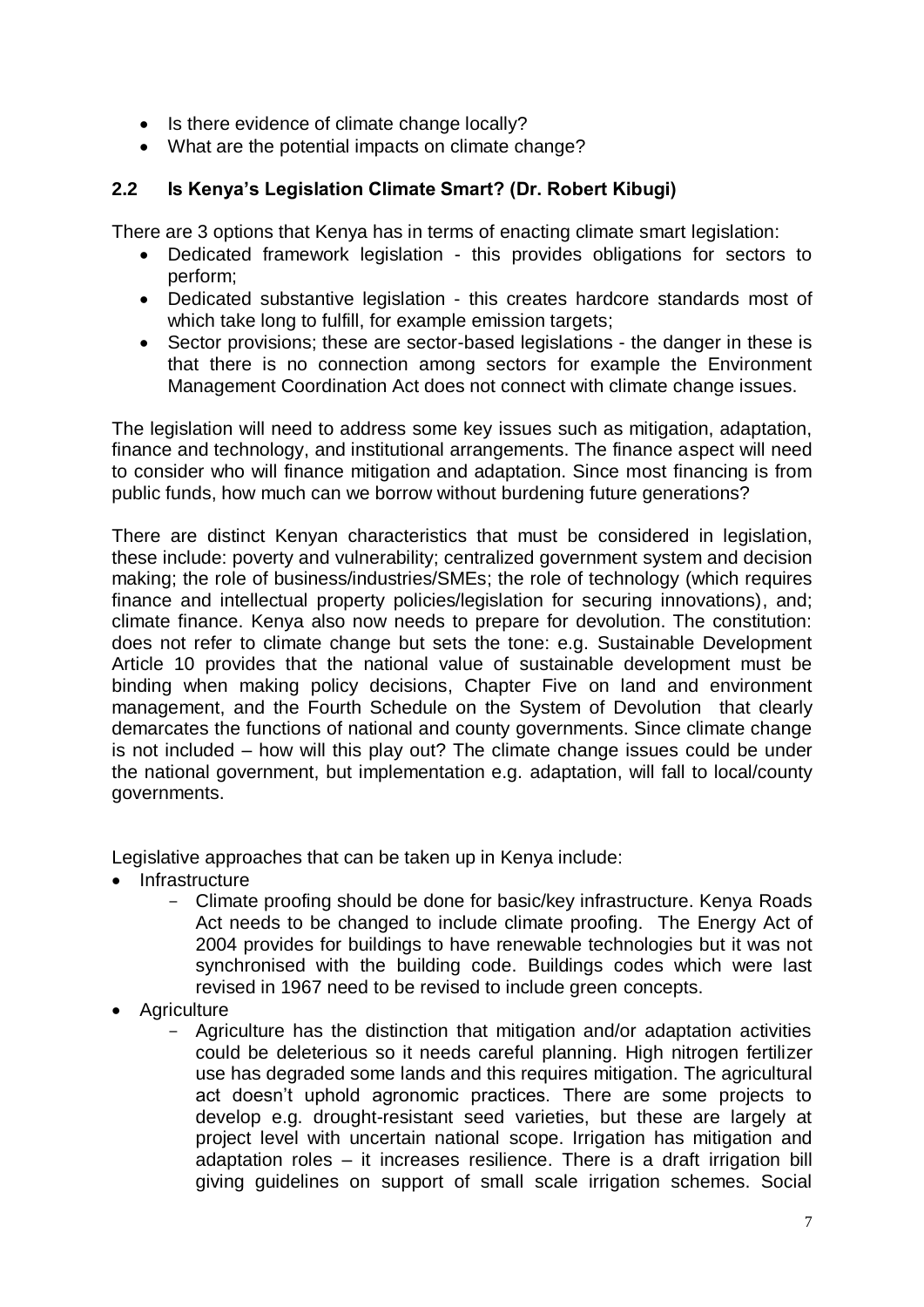- Is there evidence of climate change locally?
- What are the potential impacts on climate change?

### 2.2 Is Kenya's Legislation Climate Smart? (Dr. Robert Kibugi)

There are 3 options that Kenya has in terms of enacting climate smart legislation:

- Dedicated framework legislation - this provides obligations for sectors to perform;
- Dedicated substantive legislation - this creates hardcore standards most of which take long to fulfill, for example emission targets;
- Sector provisions; these are sector-based legislations - the danger in these is that there is no connection among sectors for example the Environment Management Coordination Act does not connect with climate change issues.

The legislation will need to address some key issues such as mitigation, adaptation, finance and technology, and institutional arrangements. The finance aspect will need to consider who will finance mitigation and adaptation. Since most financing is from public funds, how much can we borrow without burdening future generations?

There are distinct Kenyan characteristics that must be considered in legislation, these include: poverty and vulnerability; centralized government system and decision making; the role of business/industries/SMEs; the role of technology (which requires finance and intellectual property policies/legislation for securing innovations), and; climate finance. Kenya also now needs to prepare for devolution. The constitution: does not refer to climate change but sets the tone: e.g. Sustainable Development Article 10 provides that the national value of sustainable development must be binding when making policy decisions, Chapter Five on land and environment management, and the Fourth Schedule on the System of Devolution that clearly demarcates the functions of national and county governments. Since climate change is not included – how will this play out? The climate change issues could be under the national government, but implementation e.g. adaptation, will fall to local/county governments.

Legislative approaches that can be taken up in Kenya include:

- Infrastructure
  - Climate proofing should be done for basic/key infrastructure. Kenya Roads Act needs to be changed to include climate proofing. The Energy Act of 2004 provides for buildings to have renewable technologies but it was not synchronised with the building code. Buildings codes which were last revised in 1967 need to be revised to include green concepts.
- Agriculture
  - Agriculture has the distinction that mitigation and/or adaptation activities could be deleterious so it needs careful planning. High nitrogen fertilizer use has degraded some lands and this requires mitigation. The agricultural act doesn't uphold agronomic practices. There are some projects to develop e.g. drought-resistant seed varieties, but these are largely at project level with uncertain national scope. Irrigation has mitigation and adaptation roles – it increases resilience. There is a draft irrigation bill giving guidelines on support of small scale irrigation schemes. Social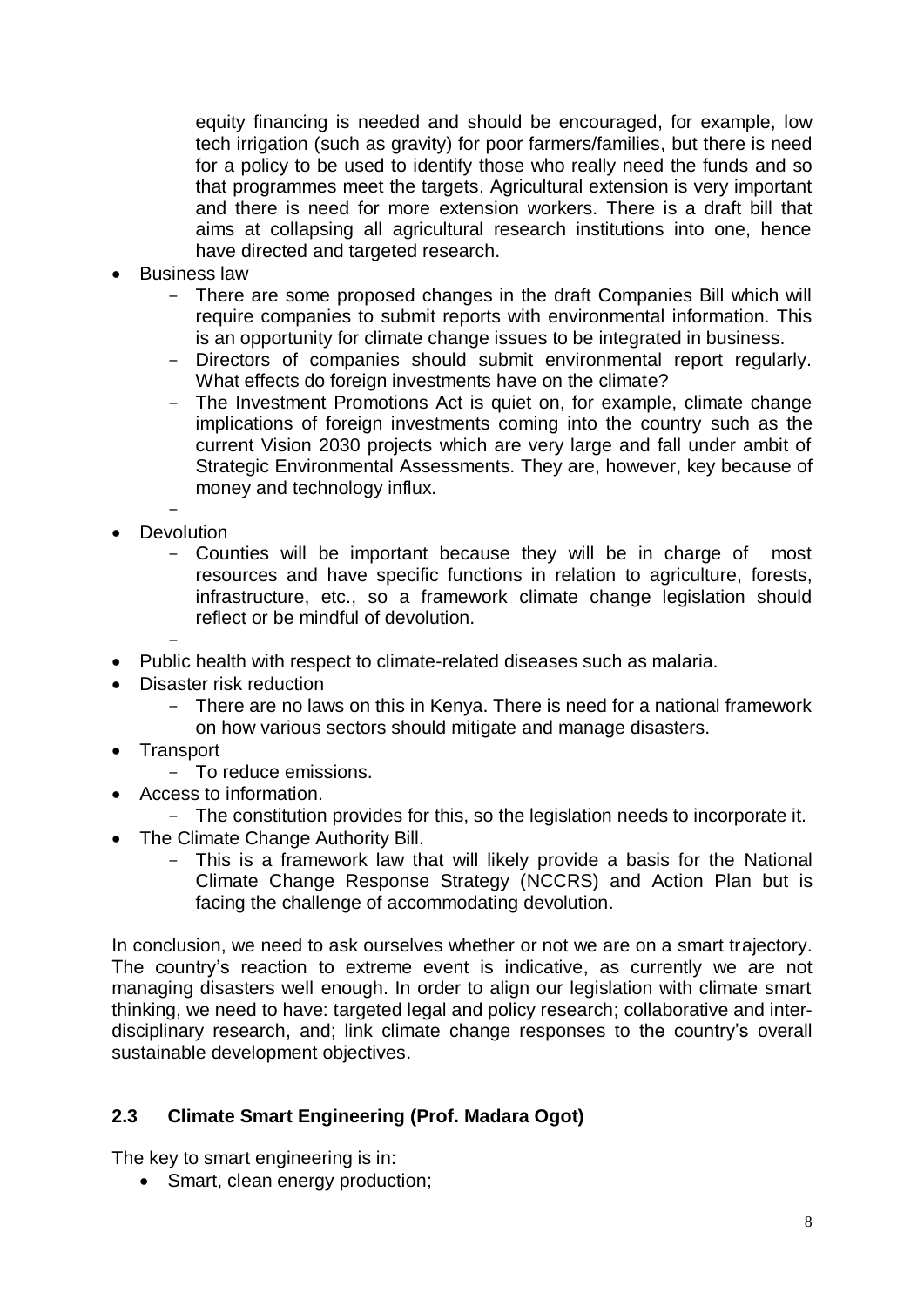equity financing is needed and should be encouraged, for example, low tech irrigation (such as gravity) for poor farmers/families, but there is need for a policy to be used to identify those who really need the funds and so that programmes meet the targets. Agricultural extension is very important and there is need for more extension workers. There is a draft bill that aims at collapsing all agricultural research institutions into one, hence have directed and targeted research.

- Business law
  - There are some proposed changes in the draft Companies Bill which will require companies to submit reports with environmental information. This is an opportunity for climate change issues to be integrated in business.
  - Directors of companies should submit environmental report regularly. What effects do foreign investments have on the climate?
  - The Investment Promotions Act is quiet on, for example, climate change implications of foreign investments coming into the country such as the current Vision 2030 projects which are very large and fall under ambit of Strategic Environmental Assessments. They are, however, key because of money and technology influx.
- Devolution
  - Counties will be important because they will be in charge of most resources and have specific functions in relation to agriculture, forests, infrastructure, etc., so a framework climate change legislation should reflect or be mindful of devolution.
- Public health with respect to climate-related diseases such as malaria.
- Disaster risk reduction
  - There are no laws on this in Kenya. There is need for a national framework on how various sectors should mitigate and manage disasters.
- Transport
  - To reduce emissions.
- Access to information.
  - The constitution provides for this, so the legislation needs to incorporate it.
- The Climate Change Authority Bill.
  - This is a framework law that will likely provide a basis for the National Climate Change Response Strategy (NCCRS) and Action Plan but is facing the challenge of accommodating devolution.

In conclusion, we need to ask ourselves whether or not we are on a smart trajectory. The country's reaction to extreme event is indicative, as currently we are not managing disasters well enough. In order to align our legislation with climate smart thinking, we need to have: targeted legal and policy research; collaborative and inter-disciplinary research, and; link climate change responses to the country's overall sustainable development objectives.

### 2.3 Climate Smart Engineering (Prof. Madara Ogot)

The key to smart engineering is in:

- Smart, clean energy production;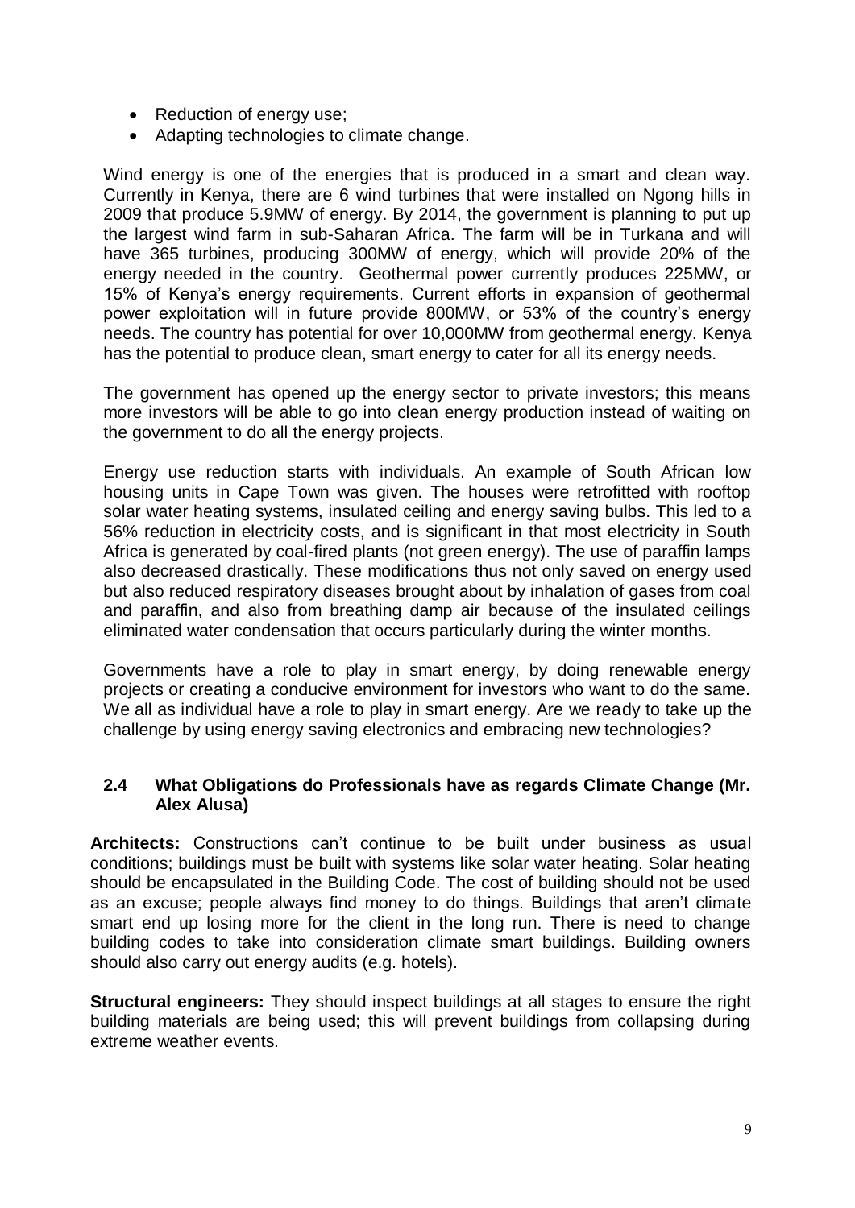- Reduction of energy use;
- Adapting technologies to climate change.

Wind energy is one of the energies that is produced in a smart and clean way. Currently in Kenya, there are 6 wind turbines that were installed on Ngong hills in 2009 that produce 5.9MW of energy. By 2014, the government is planning to put up the largest wind farm in sub-Saharan Africa. The farm will be in Turkana and will have 365 turbines, producing 300MW of energy, which will provide 20% of the energy needed in the country. Geothermal power currently produces 225MW, or 15% of Kenya's energy requirements. Current efforts in expansion of geothermal power exploitation will in future provide 800MW, or 53% of the country's energy needs. The country has potential for over 10,000MW from geothermal energy. Kenya has the potential to produce clean, smart energy to cater for all its energy needs.

The government has opened up the energy sector to private investors; this means more investors will be able to go into clean energy production instead of waiting on the government to do all the energy projects.

Energy use reduction starts with individuals. An example of South African low housing units in Cape Town was given. The houses were retrofitted with rooftop solar water heating systems, insulated ceiling and energy saving bulbs. This led to a 56% reduction in electricity costs, and is significant in that most electricity in South Africa is generated by coal-fired plants (not green energy). The use of paraffin lamps also decreased drastically. These modifications thus not only saved on energy used but also reduced respiratory diseases brought about by inhalation of gases from coal and paraffin, and also from breathing damp air because of the insulated ceilings eliminated water condensation that occurs particularly during the winter months.

Governments have a role to play in smart energy, by doing renewable energy projects or creating a conducive environment for investors who want to do the same. We all as individual have a role to play in smart energy. Are we ready to take up the challenge by using energy saving electronics and embracing new technologies?

### 2.4 What Obligations do Professionals have as regards Climate Change (Mr. Alex Alusa)

**Architects:** Constructions can't continue to be built under business as usual conditions; buildings must be built with systems like solar water heating. Solar heating should be encapsulated in the Building Code. The cost of building should not be used as an excuse; people always find money to do things. Buildings that aren't climate smart end up losing more for the client in the long run. There is need to change building codes to take into consideration climate smart buildings. Building owners should also carry out energy audits (e.g. hotels).

**Structural engineers:** They should inspect buildings at all stages to ensure the right building materials are being used; this will prevent buildings from collapsing during extreme weather events.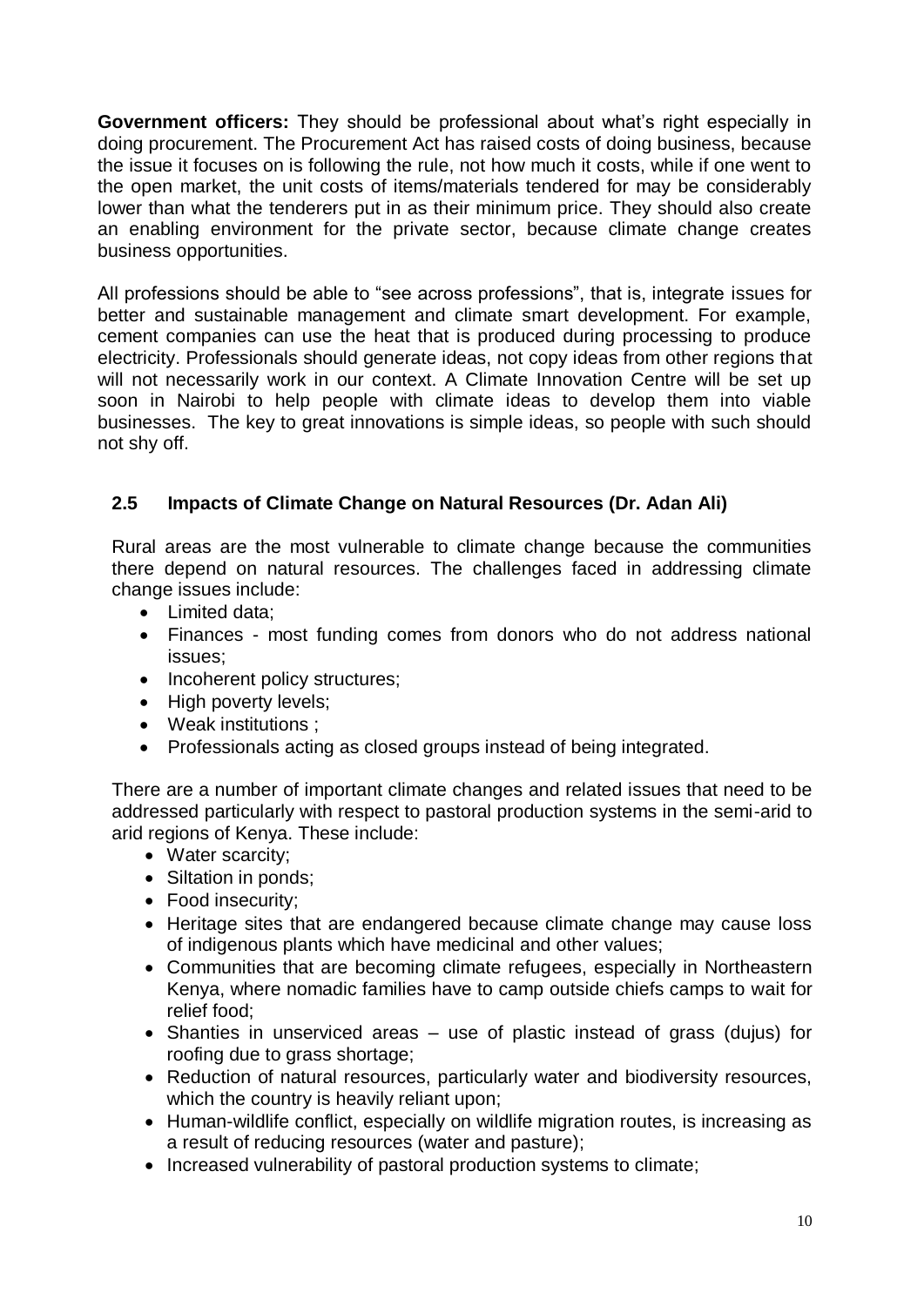**Government officers:** They should be professional about what's right especially in doing procurement. The Procurement Act has raised costs of doing business, because the issue it focuses on is following the rule, not how much it costs, while if one went to the open market, the unit costs of items/materials tendered for may be considerably lower than what the tenderers put in as their minimum price. They should also create an enabling environment for the private sector, because climate change creates business opportunities.

All professions should be able to "see across professions", that is, integrate issues for better and sustainable management and climate smart development. For example, cement companies can use the heat that is produced during processing to produce electricity. Professionals should generate ideas, not copy ideas from other regions that will not necessarily work in our context. A Climate Innovation Centre will be set up soon in Nairobi to help people with climate ideas to develop them into viable businesses. The key to great innovations is simple ideas, so people with such should not shy off.

## 2.5 Impacts of Climate Change on Natural Resources (Dr. Adan Ali)

Rural areas are the most vulnerable to climate change because the communities there depend on natural resources. The challenges faced in addressing climate change issues include:

- Limited data;
- Finances - most funding comes from donors who do not address national issues;
- Incoherent policy structures;
- High poverty levels;
- Weak institutions ;
- Professionals acting as closed groups instead of being integrated.

There are a number of important climate changes and related issues that need to be addressed particularly with respect to pastoral production systems in the semi-arid to arid regions of Kenya. These include:

- Water scarcity;
- Siltation in ponds;
- Food insecurity;
- Heritage sites that are endangered because climate change may cause loss of indigenous plants which have medicinal and other values;
- Communities that are becoming climate refugees, especially in Northeastern Kenya, where nomadic families have to camp outside chiefs camps to wait for relief food;
- Shanties in unserviced areas – use of plastic instead of grass (dujus) for roofing due to grass shortage;
- Reduction of natural resources, particularly water and biodiversity resources, which the country is heavily reliant upon;
- Human-wildlife conflict, especially on wildlife migration routes, is increasing as a result of reducing resources (water and pasture);
- Increased vulnerability of pastoral production systems to climate;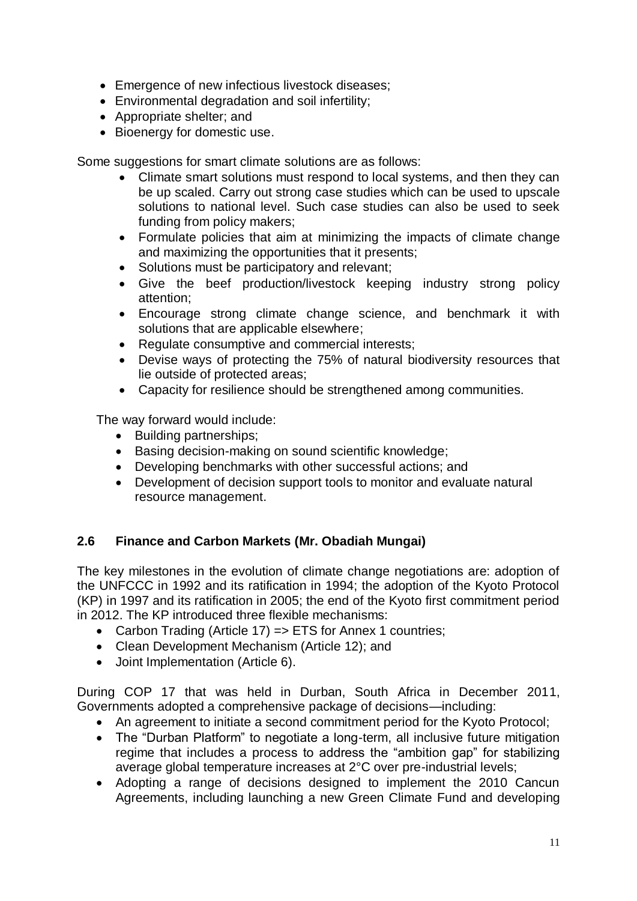- Emergence of new infectious livestock diseases;
- Environmental degradation and soil infertility;
- Appropriate shelter; and
- Bioenergy for domestic use.

Some suggestions for smart climate solutions are as follows:

- Climate smart solutions must respond to local systems, and then they can be up scaled. Carry out strong case studies which can be used to upscale solutions to national level. Such case studies can also be used to seek funding from policy makers;
- Formulate policies that aim at minimizing the impacts of climate change and maximizing the opportunities that it presents;
- Solutions must be participatory and relevant;
- Give the beef production/livestock keeping industry strong policy attention;
- Encourage strong climate change science, and benchmark it with solutions that are applicable elsewhere;
- Regulate consumptive and commercial interests;
- Devise ways of protecting the 75% of natural biodiversity resources that lie outside of protected areas;
- Capacity for resilience should be strengthened among communities.

The way forward would include:

- Building partnerships;
- Basing decision-making on sound scientific knowledge;
- Developing benchmarks with other successful actions; and
- Development of decision support tools to monitor and evaluate natural resource management.

## 2.6 Finance and Carbon Markets (Mr. Obadiah Mungai)

The key milestones in the evolution of climate change negotiations are: adoption of the UNFCCC in 1992 and its ratification in 1994; the adoption of the Kyoto Protocol (KP) in 1997 and its ratification in 2005; the end of the Kyoto first commitment period in 2012. The KP introduced three flexible mechanisms:

- Carbon Trading (Article 17) => ETS for Annex 1 countries;
- Clean Development Mechanism (Article 12); and
- Joint Implementation (Article 6).

During COP 17 that was held in Durban, South Africa in December 2011, Governments adopted a comprehensive package of decisions—including:

- An agreement to initiate a second commitment period for the Kyoto Protocol;
- The "Durban Platform" to negotiate a long-term, all inclusive future mitigation regime that includes a process to address the "ambition gap" for stabilizing average global temperature increases at 2°C over pre-industrial levels;
- Adopting a range of decisions designed to implement the 2010 Cancun Agreements, including launching a new Green Climate Fund and developing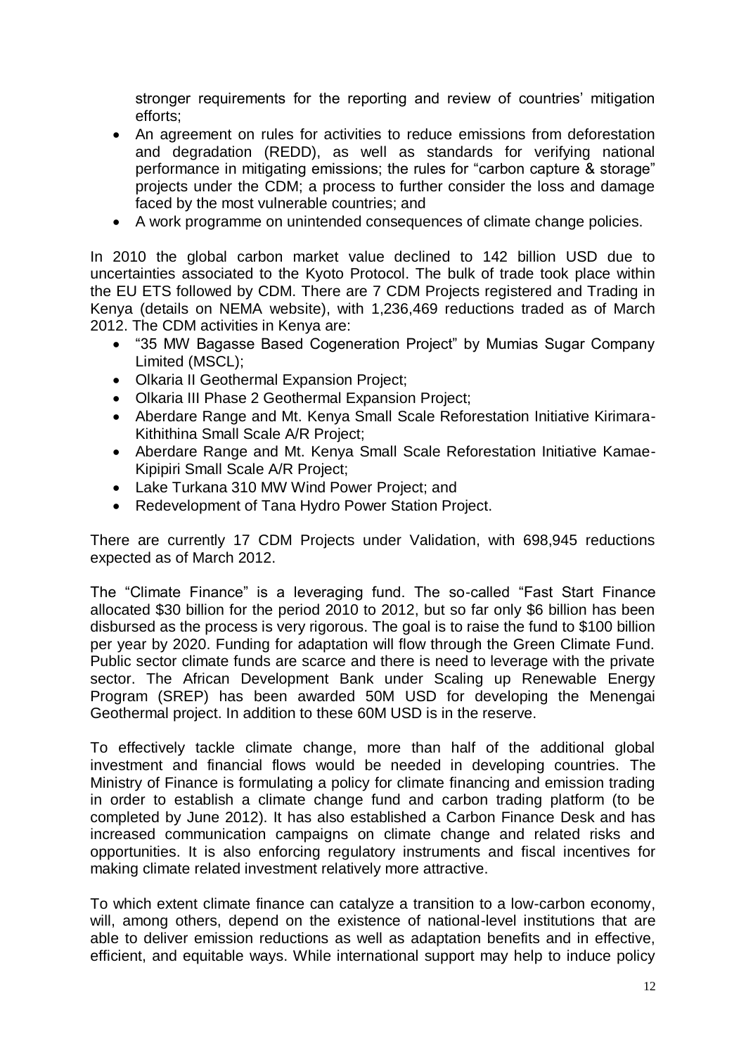stronger requirements for the reporting and review of countries' mitigation efforts;

- An agreement on rules for activities to reduce emissions from deforestation and degradation (REDD), as well as standards for verifying national performance in mitigating emissions; the rules for "carbon capture & storage" projects under the CDM; a process to further consider the loss and damage faced by the most vulnerable countries; and
- A work programme on unintended consequences of climate change policies.

In 2010 the global carbon market value declined to 142 billion USD due to uncertainties associated to the Kyoto Protocol. The bulk of trade took place within the EU ETS followed by CDM. There are 7 CDM Projects registered and Trading in Kenya (details on NEMA website), with 1,236,469 reductions traded as of March 2012. The CDM activities in Kenya are:

- "35 MW Bagasse Based Cogeneration Project" by Mumias Sugar Company Limited (MSCL);
- Olkaria II Geothermal Expansion Project;
- Olkaria III Phase 2 Geothermal Expansion Project;
- Aberdare Range and Mt. Kenya Small Scale Reforestation Initiative Kirimara-Kithithina Small Scale A/R Project;
- Aberdare Range and Mt. Kenya Small Scale Reforestation Initiative Kamae-Kipipiri Small Scale A/R Project;
- Lake Turkana 310 MW Wind Power Project; and
- Redevelopment of Tana Hydro Power Station Project.

There are currently 17 CDM Projects under Validation, with 698,945 reductions expected as of March 2012.

The "Climate Finance" is a leveraging fund. The so-called "Fast Start Finance allocated $30 billion for the period 2010 to 2012, but so far only $6 billion has been disbursed as the process is very rigorous. The goal is to raise the fund to $100 billion per year by 2020. Funding for adaptation will flow through the Green Climate Fund. Public sector climate funds are scarce and there is need to leverage with the private sector. The African Development Bank under Scaling up Renewable Energy Program (SREP) has been awarded 50M USD for developing the Menengai Geothermal project. In addition to these 60M USD is in the reserve.

To effectively tackle climate change, more than half of the additional global investment and financial flows would be needed in developing countries. The Ministry of Finance is formulating a policy for climate financing and emission trading in order to establish a climate change fund and carbon trading platform (to be completed by June 2012). It has also established a Carbon Finance Desk and has increased communication campaigns on climate change and related risks and opportunities. It is also enforcing regulatory instruments and fiscal incentives for making climate related investment relatively more attractive.

To which extent climate finance can catalyze a transition to a low-carbon economy, will, among others, depend on the existence of national-level institutions that are able to deliver emission reductions as well as adaptation benefits and in effective, efficient, and equitable ways. While international support may help to induce policy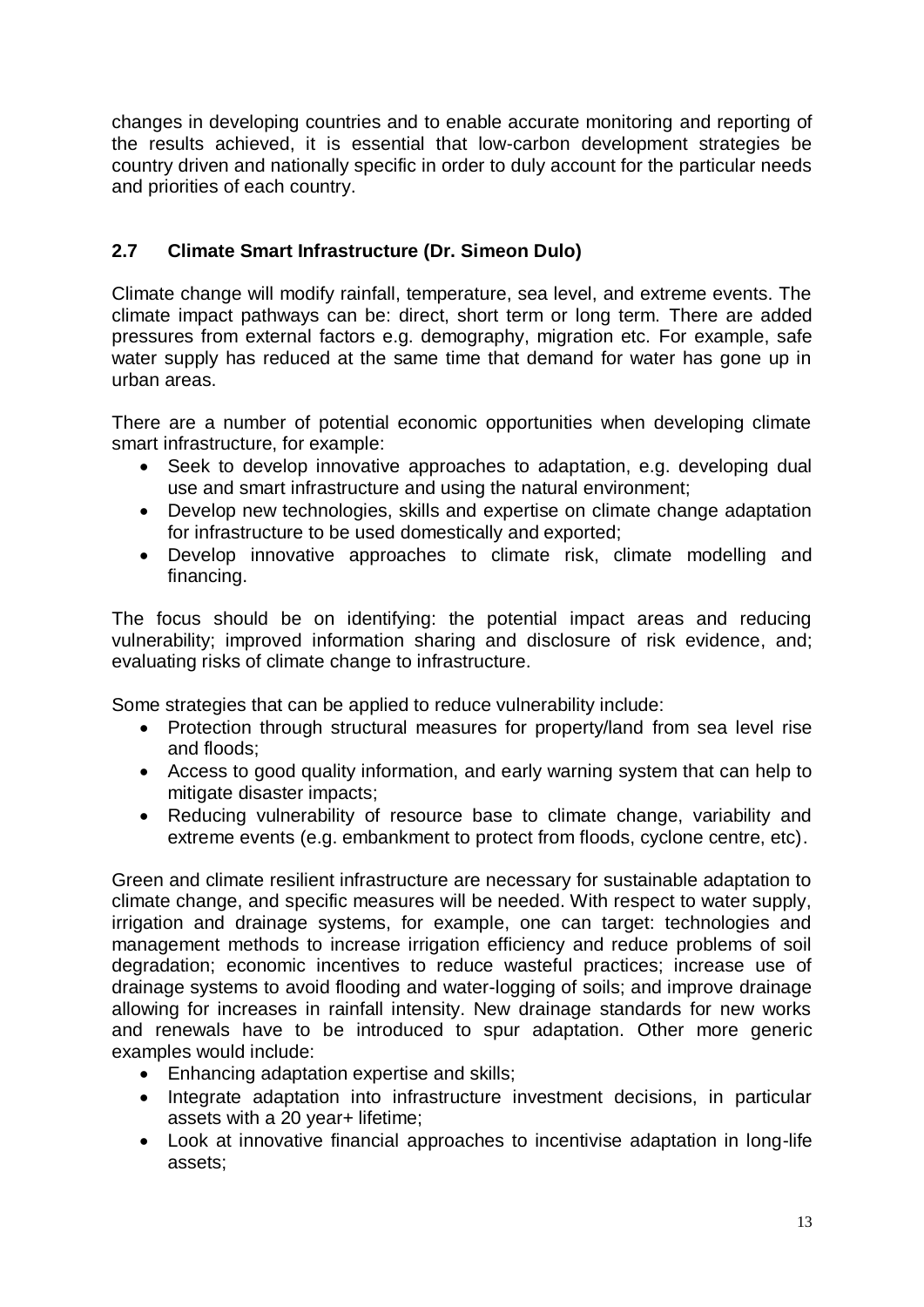changes in developing countries and to enable accurate monitoring and reporting of the results achieved, it is essential that low-carbon development strategies be country driven and nationally specific in order to duly account for the particular needs and priorities of each country.

## 2.7 Climate Smart Infrastructure (Dr. Simeon Dulo)

Climate change will modify rainfall, temperature, sea level, and extreme events. The climate impact pathways can be: direct, short term or long term. There are added pressures from external factors e.g. demography, migration etc. For example, safe water supply has reduced at the same time that demand for water has gone up in urban areas.

There are a number of potential economic opportunities when developing climate smart infrastructure, for example:

- Seek to develop innovative approaches to adaptation, e.g. developing dual use and smart infrastructure and using the natural environment;
- Develop new technologies, skills and expertise on climate change adaptation for infrastructure to be used domestically and exported;
- Develop innovative approaches to climate risk, climate modelling and financing.

The focus should be on identifying: the potential impact areas and reducing vulnerability; improved information sharing and disclosure of risk evidence, and; evaluating risks of climate change to infrastructure.

Some strategies that can be applied to reduce vulnerability include:

- Protection through structural measures for property/land from sea level rise and floods;
- Access to good quality information, and early warning system that can help to mitigate disaster impacts;
- Reducing vulnerability of resource base to climate change, variability and extreme events (e.g. embankment to protect from floods, cyclone centre, etc).

Green and climate resilient infrastructure are necessary for sustainable adaptation to climate change, and specific measures will be needed. With respect to water supply, irrigation and drainage systems, for example, one can target: technologies and management methods to increase irrigation efficiency and reduce problems of soil degradation; economic incentives to reduce wasteful practices; increase use of drainage systems to avoid flooding and water-logging of soils; and improve drainage allowing for increases in rainfall intensity. New drainage standards for new works and renewals have to be introduced to spur adaptation. Other more generic examples would include:

- Enhancing adaptation expertise and skills;
- Integrate adaptation into infrastructure investment decisions, in particular assets with a 20 year+ lifetime;
- Look at innovative financial approaches to incentivise adaptation in long-life assets;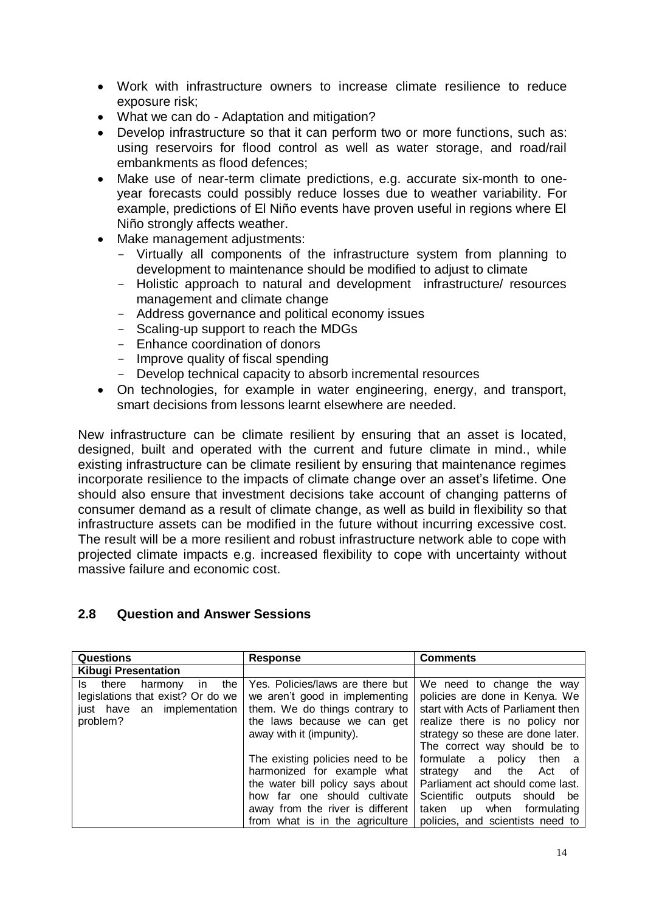- Work with infrastructure owners to increase climate resilience to reduce exposure risk;
- What we can do - Adaptation and mitigation?
- Develop infrastructure so that it can perform two or more functions, such as: using reservoirs for flood control as well as water storage, and road/rail embankments as flood defences;
- Make use of near-term climate predictions, e.g. accurate six-month to one-year forecasts could possibly reduce losses due to weather variability. For example, predictions of El Niño events have proven useful in regions where El Niño strongly affects weather.
- Make management adjustments:
  - Virtually all components of the infrastructure system from planning to development to maintenance should be modified to adjust to climate
  - Holistic approach to natural and development infrastructure/ resources management and climate change
  - Address governance and political economy issues
  - Scaling-up support to reach the MDGs
  - Enhance coordination of donors
  - Improve quality of fiscal spending
  - Develop technical capacity to absorb incremental resources
- On technologies, for example in water engineering, energy, and transport, smart decisions from lessons learnt elsewhere are needed.

New infrastructure can be climate resilient by ensuring that an asset is located, designed, built and operated with the current and future climate in mind., while existing infrastructure can be climate resilient by ensuring that maintenance regimes incorporate resilience to the impacts of climate change over an asset's lifetime. One should also ensure that investment decisions take account of changing patterns of consumer demand as a result of climate change, as well as build in flexibility so that infrastructure assets can be modified in the future without incurring excessive cost. The result will be a more resilient and robust infrastructure network able to cope with projected climate impacts e.g. increased flexibility to cope with uncertainty without massive failure and economic cost.

## 2.8 Question and Answer Sessions

| Questions | Response | Comments |
|---|---|---|
| **Kibugi Presentation** | | |
| Is there harmony in the legislations that exist? Or do we just have an implementation problem? | Yes. Policies/laws are there but we aren't good in implementing them. We do things contrary to the laws because we can get away with it (impunity).<br><br>The existing policies need to be harmonized for example what the water bill policy says about how far one should cultivate away from the river is different from what is in the agriculture | We need to change the way policies are done in Kenya. We start with Acts of Parliament then realize there is no policy nor strategy so these are done later. The correct way should be to formulate a policy then a strategy and the Act of Parliament act should come last. Scientific outputs should be taken up when formulating policies, and scientists need to |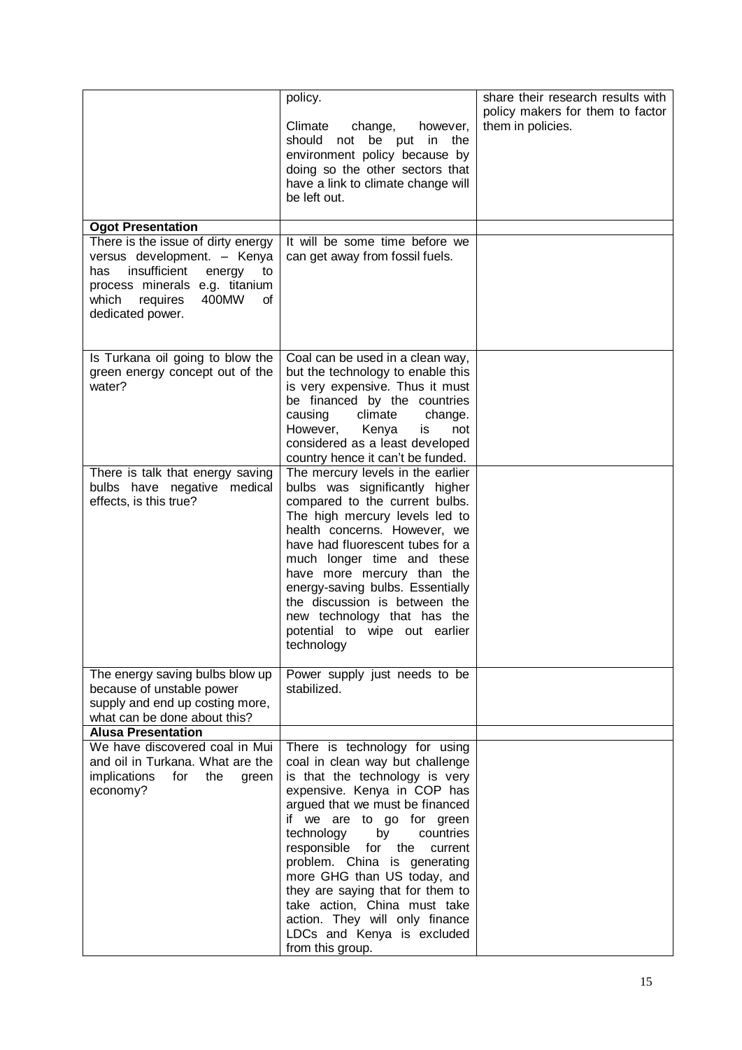| | | |
|---|---|---|
| | policy.<br><br>Climate change, however, should not be put in the environment policy because by doing so the other sectors that have a link to climate change will be left out. | share their research results with policy makers for them to factor them in policies. |
| **Ogot Presentation** | | |
| There is the issue of dirty energy versus development. – Kenya has insufficient energy to process minerals e.g. titanium which requires 400MW of dedicated power. | It will be some time before we can get away from fossil fuels. | |
| Is Turkana oil going to blow the green energy concept out of the water? | Coal can be used in a clean way, but the technology to enable this is very expensive. Thus it must be financed by the countries causing climate change. However, Kenya is not considered as a least developed country hence it can't be funded. | |
| There is talk that energy saving bulbs have negative medical effects, is this true? | The mercury levels in the earlier bulbs was significantly higher compared to the current bulbs. The high mercury levels led to health concerns. However, we have had fluorescent tubes for a much longer time and these have more mercury than the energy-saving bulbs. Essentially the discussion is between the new technology that has the potential to wipe out earlier technology | |
| The energy saving bulbs blow up because of unstable power supply and end up costing more, what can be done about this? | Power supply just needs to be stabilized. | |
| **Alusa Presentation** | | |
| We have discovered coal in Mui and oil in Turkana. What are the implications for the green economy? | There is technology for using coal in clean way but challenge is that the technology is very expensive. Kenya in COP has argued that we must be financed if we are to go for green technology by countries responsible for the current problem. China is generating more GHG than US today, and they are saying that for them to take action, China must take action. They will only finance LDCs and Kenya is excluded from this group. | |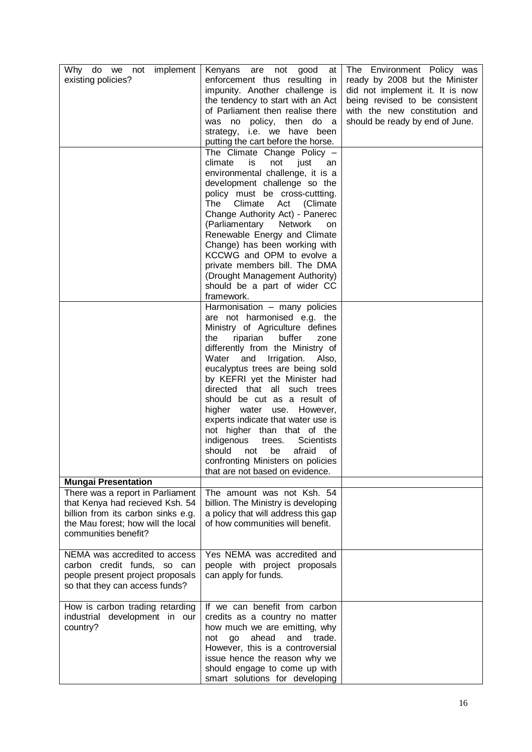| Why do we not implement existing policies? | Kenyans are not good at enforcement thus resulting in impunity. Another challenge is the tendency to start with an Act of Parliament then realise there was no policy, then do a strategy, i.e. we have been putting the cart before the horse. | The Environment Policy was ready by 2008 but the Minister did not implement it. It is now being revised to be consistent with the new constitution and should be ready by end of June. |
|---|---|---|
| | The Climate Change Policy – climate is not just an environmental challenge, it is a development challenge so the policy must be cross-cuttting. The Climate Act (Climate Change Authority Act) - Panerec (Parliamentary Network on Renewable Energy and Climate Change) has been working with KCCWG and OPM to evolve a private members bill. The DMA (Drought Management Authority) should be a part of wider CC framework. | |
| | Harmonisation – many policies are not harmonised e.g. the Ministry of Agriculture defines the riparian buffer zone differently from the Ministry of Water and Irrigation. Also, eucalyptus trees are being sold by KEFRI yet the Minister had directed that all such trees should be cut as a result of higher water use. However, experts indicate that water use is not higher than that of the indigenous trees. Scientists should not be afraid of confronting Ministers on policies that are not based on evidence. | |
| **Mungai Presentation** | | |
| There was a report in Parliament that Kenya had recieved Ksh. 54 billion from its carbon sinks e.g. the Mau forest; how will the local communities benefit? | The amount was not Ksh. 54 billion. The Ministry is developing a policy that will address this gap of how communities will benefit. | |
| NEMA was accredited to access carbon credit funds, so can people present project proposals so that they can access funds? | Yes NEMA was accredited and people with project proposals can apply for funds. | |
| How is carbon trading retarding industrial development in our country? | If we can benefit from carbon credits as a country no matter how much we are emitting, why not go ahead and trade. However, this is a controversial issue hence the reason why we should engage to come up with smart solutions for developing | |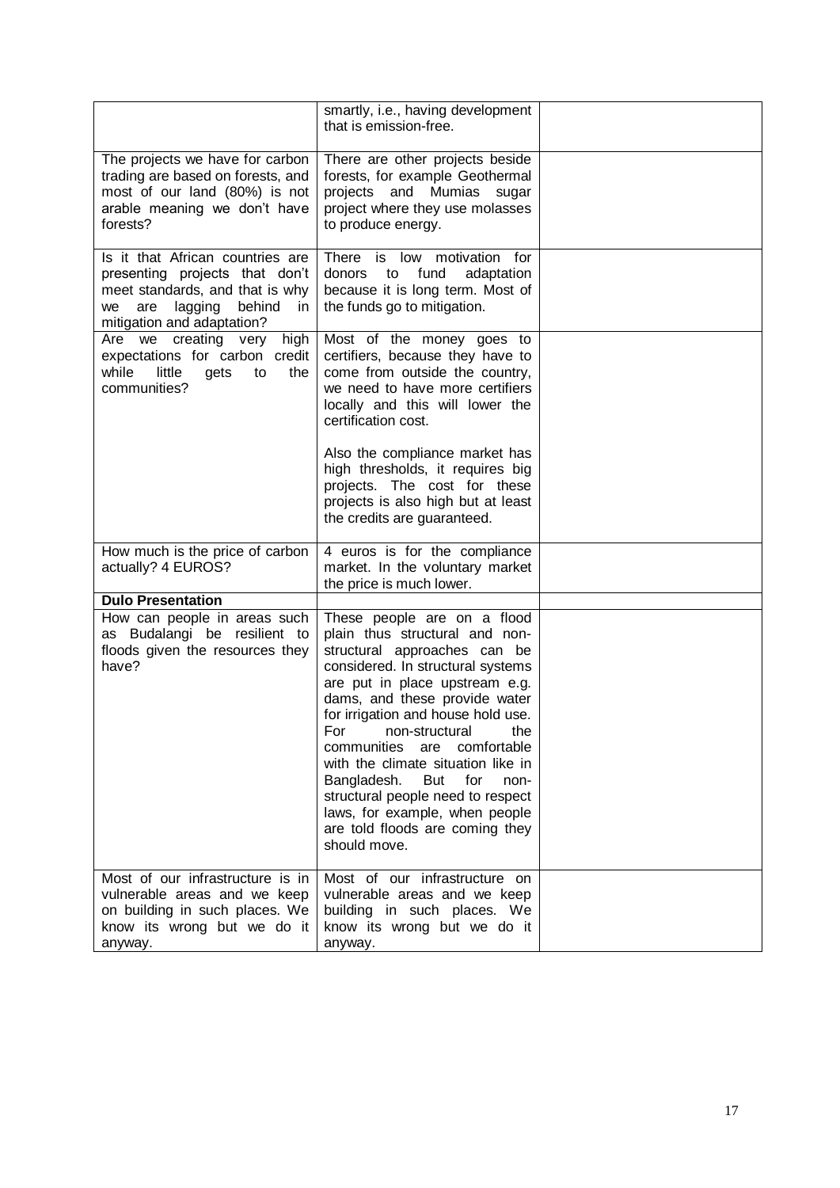| | | |
|---|---|---|
| | smartly, i.e., having development that is emission-free. | |
| The projects we have for carbon trading are based on forests, and most of our land (80%) is not arable meaning we don't have forests? | There are other projects beside forests, for example Geothermal projects and Mumias sugar project where they use molasses to produce energy. | |
| Is it that African countries are presenting projects that don't meet standards, and that is why we are lagging behind in mitigation and adaptation? | There is low motivation for donors to fund adaptation because it is long term. Most of the funds go to mitigation. | |
| Are we creating very high expectations for carbon credit while little gets to the communities? | Most of the money goes to certifiers, because they have to come from outside the country, we need to have more certifiers locally and this will lower the certification cost.<br><br>Also the compliance market has high thresholds, it requires big projects. The cost for these projects is also high but at least the credits are guaranteed. | |
| How much is the price of carbon actually? 4 EUROS? | 4 euros is for the compliance market. In the voluntary market the price is much lower. | |
| **Dulo Presentation** | | |
| How can people in areas such as Budalangi be resilient to floods given the resources they have? | These people are on a flood plain thus structural and non-structural approaches can be considered. In structural systems are put in place upstream e.g. dams, and these provide water for irrigation and house hold use. For non-structural the communities are comfortable with the climate situation like in Bangladesh. But for non-structural people need to respect laws, for example, when people are told floods are coming they should move. | |
| Most of our infrastructure is in vulnerable areas and we keep on building in such places. We know its wrong but we do it anyway. | Most of our infrastructure on vulnerable areas and we keep building in such places. We know its wrong but we do it anyway. | |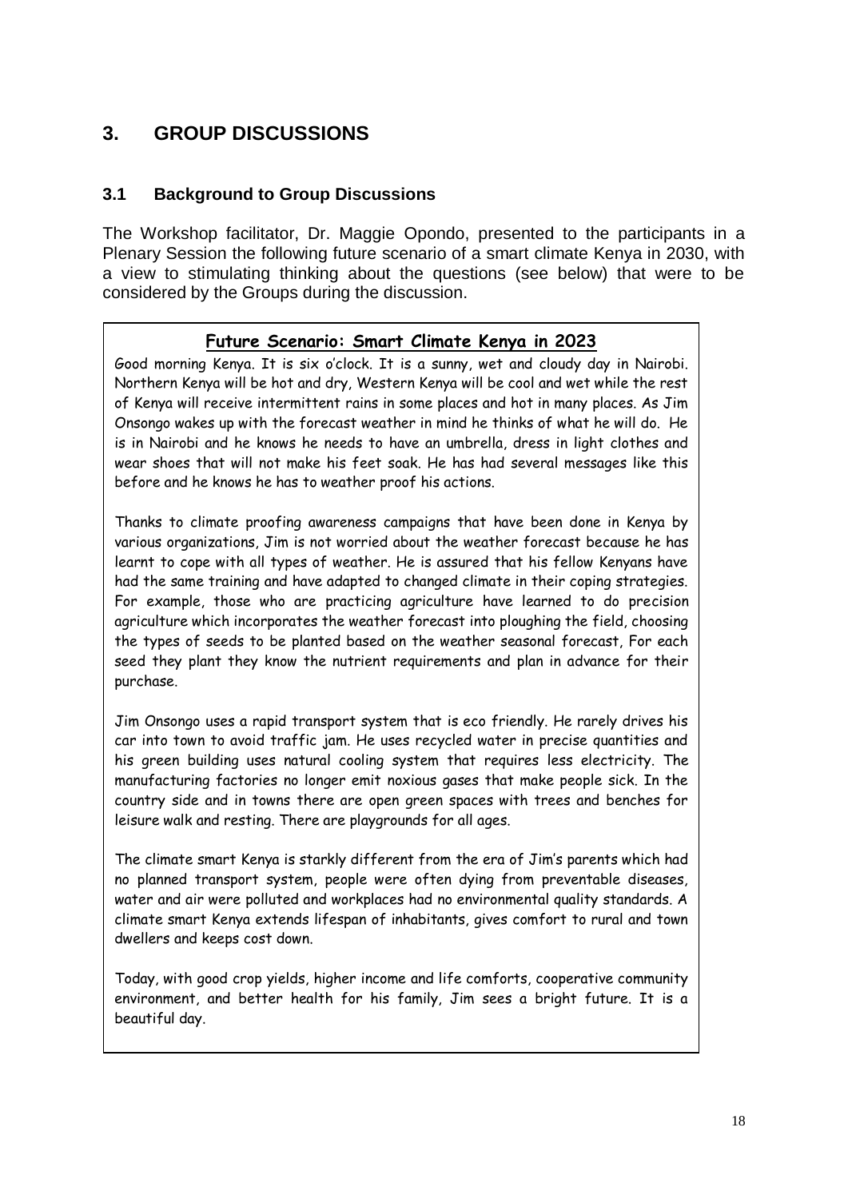# 3. GROUP DISCUSSIONS

## 3.1 Background to Group Discussions

The Workshop facilitator, Dr. Maggie Opondo, presented to the participants in a Plenary Session the following future scenario of a smart climate Kenya in 2030, with a view to stimulating thinking about the questions (see below) that were to be considered by the Groups during the discussion.

**Future Scenario: Smart Climate Kenya in 2023**

Good morning Kenya. It is six o'clock. It is a sunny, wet and cloudy day in Nairobi. Northern Kenya will be hot and dry, Western Kenya will be cool and wet while the rest of Kenya will receive intermittent rains in some places and hot in many places. As Jim Onsongo wakes up with the forecast weather in mind he thinks of what he will do. He is in Nairobi and he knows he needs to have an umbrella, dress in light clothes and wear shoes that will not make his feet soak. He has had several messages like this before and he knows he has to weather proof his actions.

Thanks to climate proofing awareness campaigns that have been done in Kenya by various organizations, Jim is not worried about the weather forecast because he has learnt to cope with all types of weather. He is assured that his fellow Kenyans have had the same training and have adapted to changed climate in their coping strategies. For example, those who are practicing agriculture have learned to do precision agriculture which incorporates the weather forecast into ploughing the field, choosing the types of seeds to be planted based on the weather seasonal forecast, For each seed they plant they know the nutrient requirements and plan in advance for their purchase.

Jim Onsongo uses a rapid transport system that is eco friendly. He rarely drives his car into town to avoid traffic jam. He uses recycled water in precise quantities and his green building uses natural cooling system that requires less electricity. The manufacturing factories no longer emit noxious gases that make people sick. In the country side and in towns there are open green spaces with trees and benches for leisure walk and resting. There are playgrounds for all ages.

The climate smart Kenya is starkly different from the era of Jim's parents which had no planned transport system, people were often dying from preventable diseases, water and air were polluted and workplaces had no environmental quality standards. A climate smart Kenya extends lifespan of inhabitants, gives comfort to rural and town dwellers and keeps cost down.

Today, with good crop yields, higher income and life comforts, cooperative community environment, and better health for his family, Jim sees a bright future. It is a beautiful day.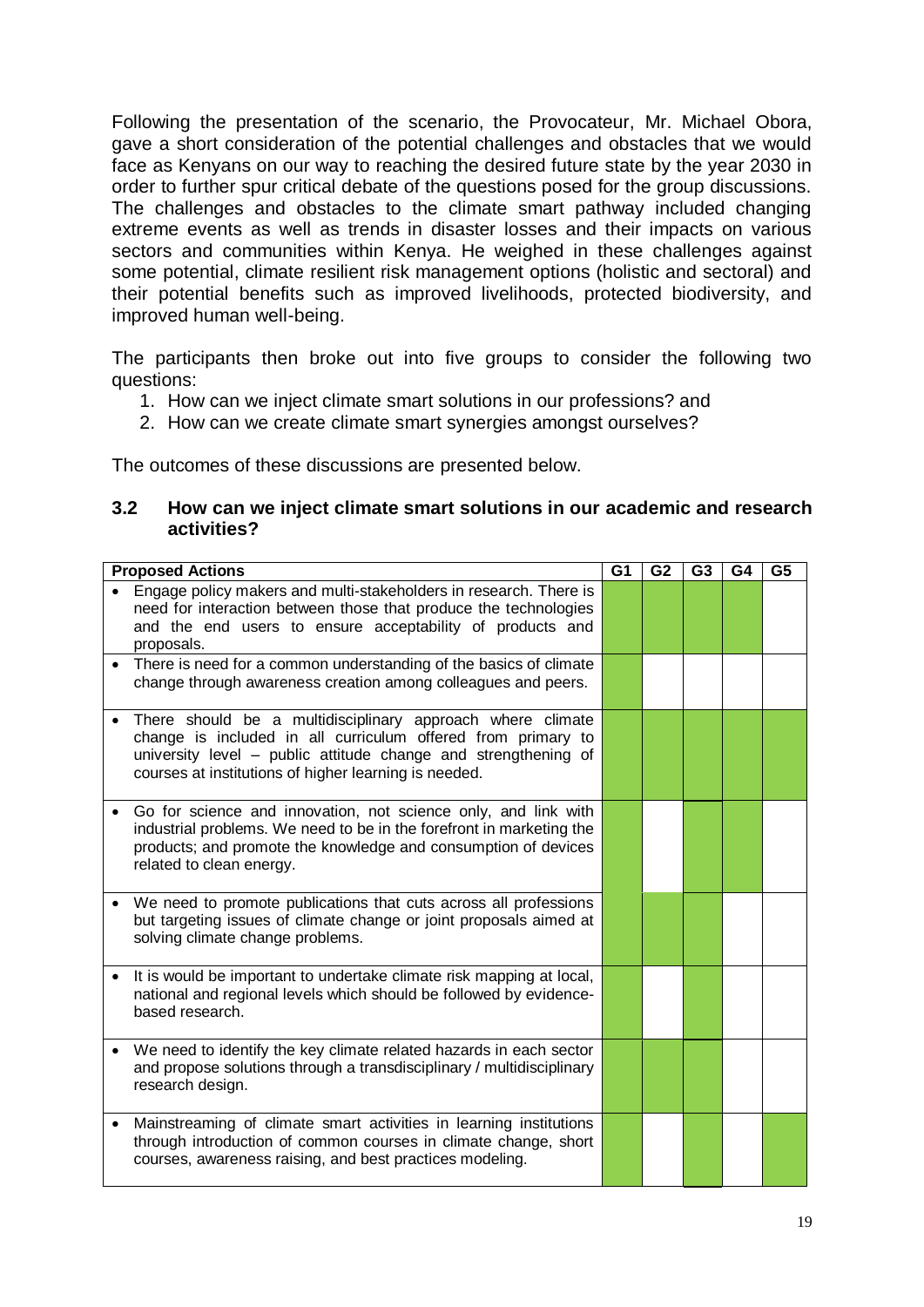Following the presentation of the scenario, the Provocateur, Mr. Michael Obora, gave a short consideration of the potential challenges and obstacles that we would face as Kenyans on our way to reaching the desired future state by the year 2030 in order to further spur critical debate of the questions posed for the group discussions. The challenges and obstacles to the climate smart pathway included changing extreme events as well as trends in disaster losses and their impacts on various sectors and communities within Kenya. He weighed in these challenges against some potential, climate resilient risk management options (holistic and sectoral) and their potential benefits such as improved livelihoods, protected biodiversity, and improved human well-being.

The participants then broke out into five groups to consider the following two questions:

1. How can we inject climate smart solutions in our professions? and
2. How can we create climate smart synergies amongst ourselves?

The outcomes of these discussions are presented below.

## 3.2 How can we inject climate smart solutions in our academic and research activities?

| Proposed Actions | G1 | G2 | G3 | G4 | G5 |
|---|---|---|---|---|---|
| • Engage policy makers and multi-stakeholders in research. There is need for interaction between those that produce the technologies and the end users to ensure acceptability of products and proposals. | ✓ | ✓ | ✓ | ✓ | |
| • There is need for a common understanding of the basics of climate change through awareness creation among colleagues and peers. | ✓ | | | | |
| • There should be a multidisciplinary approach where climate change is included in all curriculum offered from primary to university level – public attitude change and strengthening of courses at institutions of higher learning is needed. | ✓ | ✓ | ✓ | ✓ | ✓ |
| • Go for science and innovation, not science only, and link with industrial problems. We need to be in the forefront in marketing the products; and promote the knowledge and consumption of devices related to clean energy. | ✓ | | ✓ | ✓ | |
| • We need to promote publications that cuts across all professions but targeting issues of climate change or joint proposals aimed at solving climate change problems. | ✓ | ✓ | ✓ | | |
| • It is would be important to undertake climate risk mapping at local, national and regional levels which should be followed by evidence-based research. | ✓ | | ✓ | | |
| • We need to identify the key climate related hazards in each sector and propose solutions through a transdisciplinary / multidisciplinary research design. | ✓ | ✓ | ✓ | | |
| • Mainstreaming of climate smart activities in learning institutions through introduction of common courses in climate change, short courses, awareness raising, and best practices modeling. | ✓ | | ✓ | | ✓ |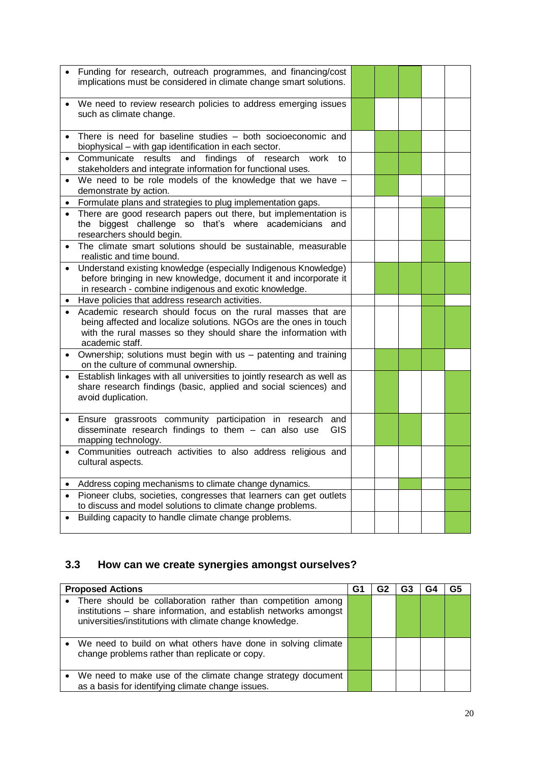| | | | | | |
|---|---|---|---|---|---|
| • Funding for research, outreach programmes, and financing/cost implications must be considered in climate change smart solutions. | ✓ | ✓ | ✓ | | |
| • We need to review research policies to address emerging issues such as climate change. | ✓ | | | | |
| • There is need for baseline studies – both socioeconomic and biophysical – with gap identification in each sector. | | ✓ | ✓ | | |
| • Communicate results and findings of research work to stakeholders and integrate information for functional uses. | | ✓ | ✓ | | |
| • We need to be role models of the knowledge that we have – demonstrate by action. | | ✓ | | | |
| • Formulate plans and strategies to plug implementation gaps. | | | | ✓ | |
| • There are good research papers out there, but implementation is the biggest challenge so that's where academicians and researchers should begin. | | | | ✓ | |
| • The climate smart solutions should be sustainable, measurable realistic and time bound. | | | | ✓ | |
| • Understand existing knowledge (especially Indigenous Knowledge) before bringing in new knowledge, document it and incorporate it in research - combine indigenous and exotic knowledge. | | ✓ | ✓ | ✓ | ✓ |
| • Have policies that address research activities. | | | | ✓ | |
| • Academic research should focus on the rural masses that are being affected and localize solutions. NGOs are the ones in touch with the rural masses so they should share the information with academic staff. | | | | ✓ | |
| • Ownership; solutions must begin with us – patenting and training on the culture of communal ownership. | | ✓ | ✓ | ✓ | |
| • Establish linkages with all universities to jointly research as well as share research findings (basic, applied and social sciences) and avoid duplication. | | ✓ | | | ✓ |
| • Ensure grassroots community participation in research and disseminate research findings to them – can also use GIS mapping technology. | | ✓ | ✓ | | ✓ |
| • Communities outreach activities to also address religious and cultural aspects. | | | | | ✓ |
| • Address coping mechanisms to climate change dynamics. | | | ✓ | | ✓ |
| • Pioneer clubs, societies, congresses that learners can get outlets to discuss and model solutions to climate change problems. | | | | | ✓ |
| • Building capacity to handle climate change problems. | | | | | ✓ |

## 3.3 How can we create synergies amongst ourselves?

| Proposed Actions | G1 | G2 | G3 | G4 | G5 |
|---|---|---|---|---|---|
| • There should be collaboration rather than competition among institutions – share information, and establish networks amongst universities/institutions with climate change knowledge. | ✓ | | ✓ | ✓ | ✓ |
| • We need to build on what others have done in solving climate change problems rather than replicate or copy. | ✓ | | | | |
| • We need to make use of the climate change strategy document as a basis for identifying climate change issues. | ✓ | | | | |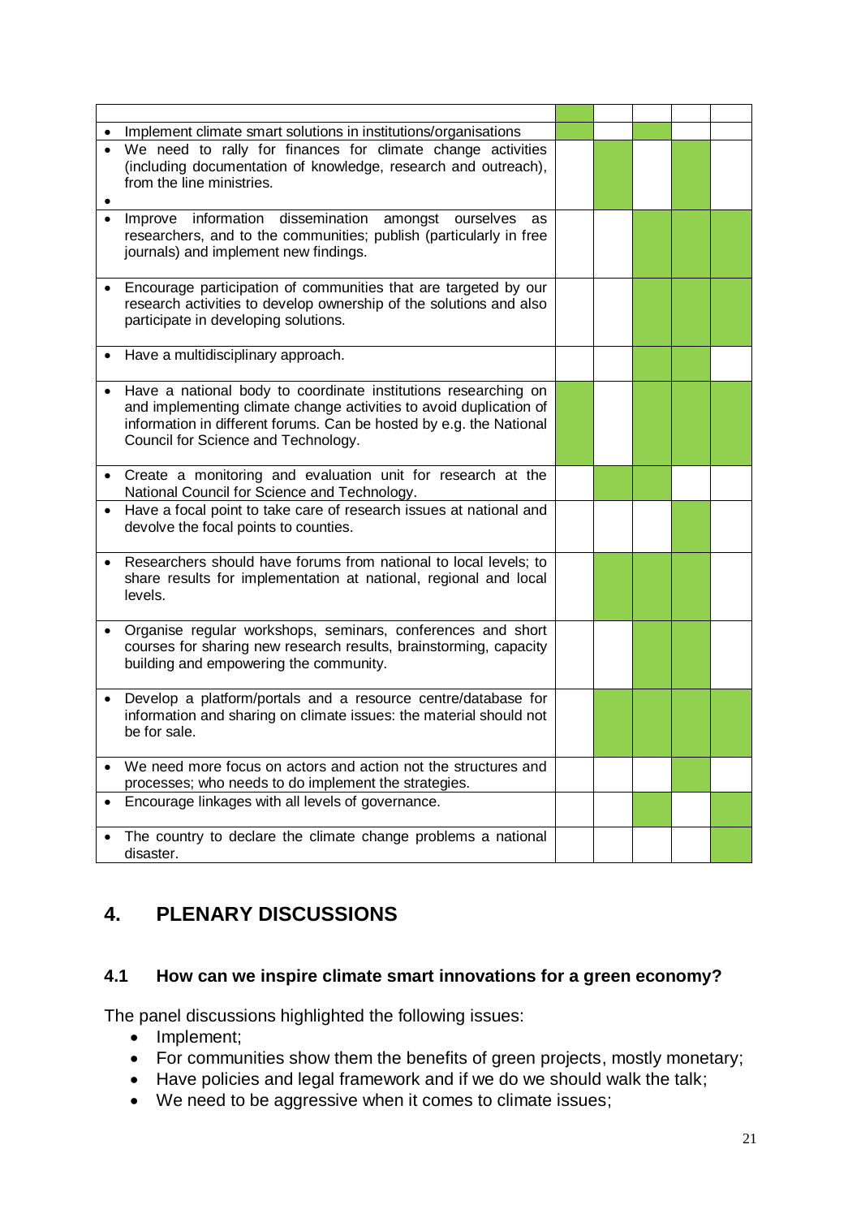| | | | | | |
|---|---|---|---|---|---|
| | ■ | | | | |
| • Implement climate smart solutions in institutions/organisations | ■ | | ■ | | |
| • We need to rally for finances for climate change activities (including documentation of knowledge, research and outreach), from the line ministries.<br>• | | ■ | | ■ | |
| • Improve information dissemination amongst ourselves as researchers, and to the communities; publish (particularly in free journals) and implement new findings. | | | ■ | ■ | ■ |
| • Encourage participation of communities that are targeted by our research activities to develop ownership of the solutions and also participate in developing solutions. | | | ■ | ■ | ■ |
| • Have a multidisciplinary approach. | | | ■ | | |
| • Have a national body to coordinate institutions researching on and implementing climate change activities to avoid duplication of information in different forums. Can be hosted by e.g. the National Council for Science and Technology. | ■ | | ■ | ■ | ■ |
| • Create a monitoring and evaluation unit for research at the National Council for Science and Technology. | | ■ | ■ | | |
| • Have a focal point to take care of research issues at national and devolve the focal points to counties. | | | | ■ | |
| • Researchers should have forums from national to local levels; to share results for implementation at national, regional and local levels. | | ■ | ■ | ■ | |
| • Organise regular workshops, seminars, conferences and short courses for sharing new research results, brainstorming, capacity building and empowering the community. | | | ■ | ■ | |
| • Develop a platform/portals and a resource centre/database for information and sharing on climate issues: the material should not be for sale. | | ■ | ■ | ■ | ■ |
| • We need more focus on actors and action not the structures and processes; who needs to do implement the strategies. | | | | ■ | |
| • Encourage linkages with all levels of governance. | | | ■ | | ■ |
| • The country to declare the climate change problems a national disaster. | | | | | ■ |

# 4. PLENARY DISCUSSIONS

## 4.1 How can we inspire climate smart innovations for a green economy?

The panel discussions highlighted the following issues:

- Implement;
- For communities show them the benefits of green projects, mostly monetary;
- Have policies and legal framework and if we do we should walk the talk;
- We need to be aggressive when it comes to climate issues;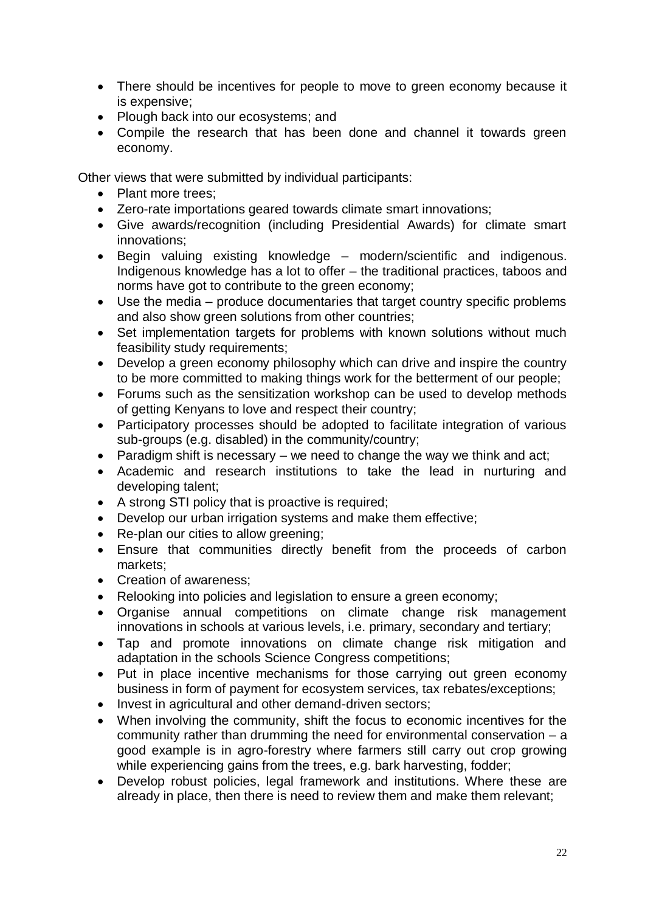- There should be incentives for people to move to green economy because it is expensive;
- Plough back into our ecosystems; and
- Compile the research that has been done and channel it towards green economy.

Other views that were submitted by individual participants:

- Plant more trees;
- Zero-rate importations geared towards climate smart innovations;
- Give awards/recognition (including Presidential Awards) for climate smart innovations;
- Begin valuing existing knowledge – modern/scientific and indigenous. Indigenous knowledge has a lot to offer – the traditional practices, taboos and norms have got to contribute to the green economy;
- Use the media – produce documentaries that target country specific problems and also show green solutions from other countries;
- Set implementation targets for problems with known solutions without much feasibility study requirements;
- Develop a green economy philosophy which can drive and inspire the country to be more committed to making things work for the betterment of our people;
- Forums such as the sensitization workshop can be used to develop methods of getting Kenyans to love and respect their country;
- Participatory processes should be adopted to facilitate integration of various sub-groups (e.g. disabled) in the community/country;
- Paradigm shift is necessary – we need to change the way we think and act;
- Academic and research institutions to take the lead in nurturing and developing talent;
- A strong STI policy that is proactive is required;
- Develop our urban irrigation systems and make them effective;
- Re-plan our cities to allow greening;
- Ensure that communities directly benefit from the proceeds of carbon markets;
- Creation of awareness;
- Relooking into policies and legislation to ensure a green economy;
- Organise annual competitions on climate change risk management innovations in schools at various levels, i.e. primary, secondary and tertiary;
- Tap and promote innovations on climate change risk mitigation and adaptation in the schools Science Congress competitions;
- Put in place incentive mechanisms for those carrying out green economy business in form of payment for ecosystem services, tax rebates/exceptions;
- Invest in agricultural and other demand-driven sectors;
- When involving the community, shift the focus to economic incentives for the community rather than drumming the need for environmental conservation – a good example is in agro-forestry where farmers still carry out crop growing while experiencing gains from the trees, e.g. bark harvesting, fodder;
- Develop robust policies, legal framework and institutions. Where these are already in place, then there is need to review them and make them relevant;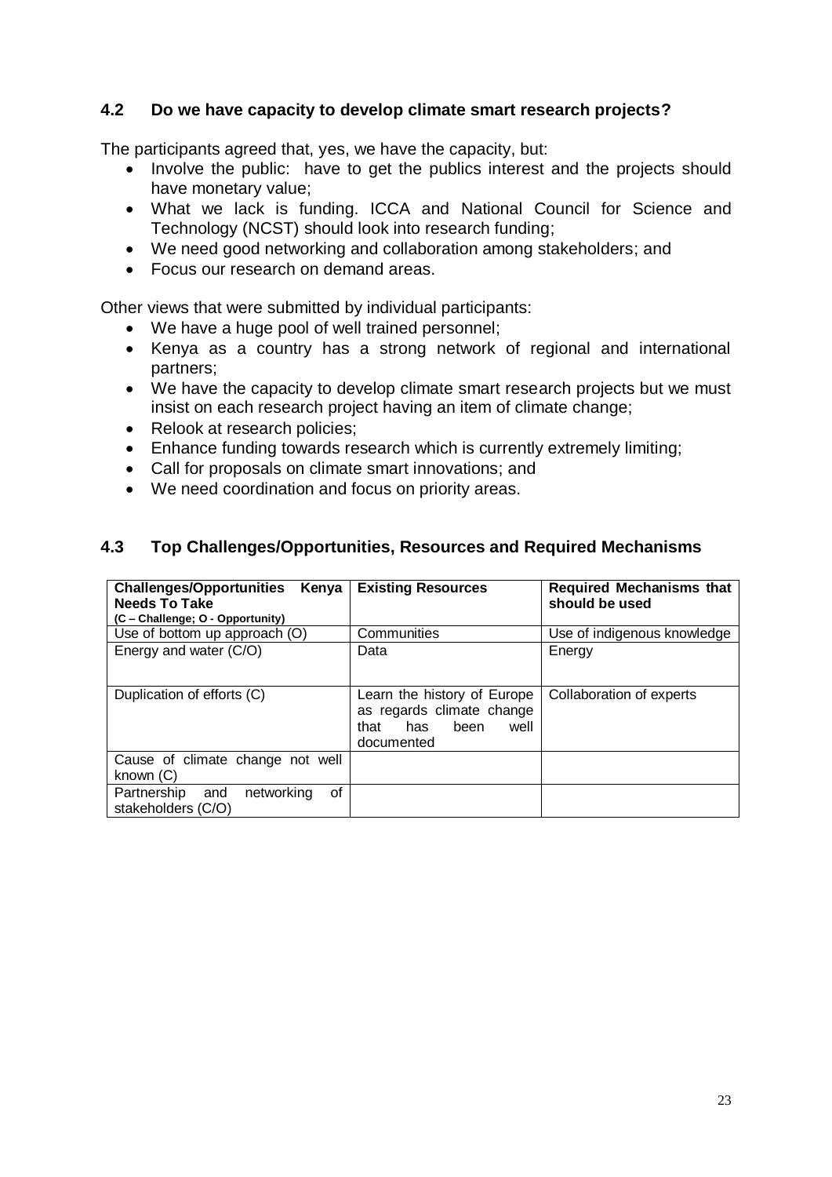## 4.2 Do we have capacity to develop climate smart research projects?

The participants agreed that, yes, we have the capacity, but:

- Involve the public: have to get the publics interest and the projects should have monetary value;
- What we lack is funding. ICCA and National Council for Science and Technology (NCST) should look into research funding;
- We need good networking and collaboration among stakeholders; and
- Focus our research on demand areas.

Other views that were submitted by individual participants:

- We have a huge pool of well trained personnel;
- Kenya as a country has a strong network of regional and international partners;
- We have the capacity to develop climate smart research projects but we must insist on each research project having an item of climate change;
- Relook at research policies;
- Enhance funding towards research which is currently extremely limiting;
- Call for proposals on climate smart innovations; and
- We need coordination and focus on priority areas.

## 4.3 Top Challenges/Opportunities, Resources and Required Mechanisms

| **Challenges/Opportunities Kenya Needs To Take** (C – Challenge; O - Opportunity) | **Existing Resources** | **Required Mechanisms that should be used** |
|---|---|---|
| Use of bottom up approach (O) | Communities | Use of indigenous knowledge |
| Energy and water (C/O) | Data | Energy |
| Duplication of efforts (C) | Learn the history of Europe as regards climate change that has been well documented | Collaboration of experts |
| Cause of climate change not well known (C) | | |
| Partnership and networking of stakeholders (C/O) | | |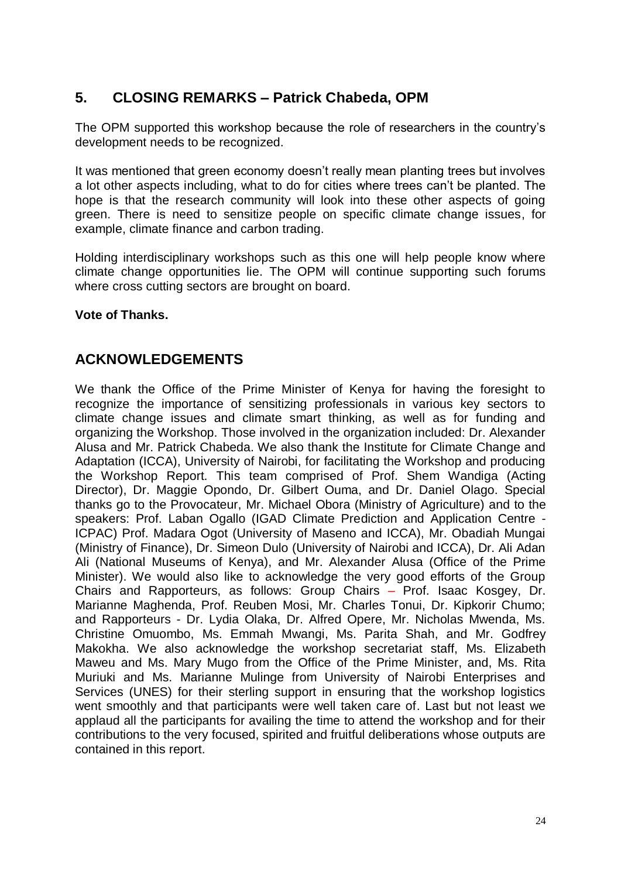## 5. CLOSING REMARKS – Patrick Chabeda, OPM

The OPM supported this workshop because the role of researchers in the country's development needs to be recognized.

It was mentioned that green economy doesn't really mean planting trees but involves a lot other aspects including, what to do for cities where trees can't be planted. The hope is that the research community will look into these other aspects of going green. There is need to sensitize people on specific climate change issues, for example, climate finance and carbon trading.

Holding interdisciplinary workshops such as this one will help people know where climate change opportunities lie. The OPM will continue supporting such forums where cross cutting sectors are brought on board.

**Vote of Thanks.**

## ACKNOWLEDGEMENTS

We thank the Office of the Prime Minister of Kenya for having the foresight to recognize the importance of sensitizing professionals in various key sectors to climate change issues and climate smart thinking, as well as for funding and organizing the Workshop. Those involved in the organization included: Dr. Alexander Alusa and Mr. Patrick Chabeda. We also thank the Institute for Climate Change and Adaptation (ICCA), University of Nairobi, for facilitating the Workshop and producing the Workshop Report. This team comprised of Prof. Shem Wandiga (Acting Director), Dr. Maggie Opondo, Dr. Gilbert Ouma, and Dr. Daniel Olago. Special thanks go to the Provocateur, Mr. Michael Obora (Ministry of Agriculture) and to the speakers: Prof. Laban Ogallo (IGAD Climate Prediction and Application Centre - ICPAC) Prof. Madara Ogot (University of Maseno and ICCA), Mr. Obadiah Mungai (Ministry of Finance), Dr. Simeon Dulo (University of Nairobi and ICCA), Dr. Ali Adan Ali (National Museums of Kenya), and Mr. Alexander Alusa (Office of the Prime Minister). We would also like to acknowledge the very good efforts of the Group Chairs and Rapporteurs, as follows: Group Chairs – Prof. Isaac Kosgey, Dr. Marianne Maghenda, Prof. Reuben Mosi, Mr. Charles Tonui, Dr. Kipkorir Chumo; and Rapporteurs - Dr. Lydia Olaka, Dr. Alfred Opere, Mr. Nicholas Mwenda, Ms. Christine Omuombo, Ms. Emmah Mwangi, Ms. Parita Shah, and Mr. Godfrey Makokha. We also acknowledge the workshop secretariat staff, Ms. Elizabeth Maweu and Ms. Mary Mugo from the Office of the Prime Minister, and, Ms. Rita Muriuki and Ms. Marianne Mulinge from University of Nairobi Enterprises and Services (UNES) for their sterling support in ensuring that the workshop logistics went smoothly and that participants were well taken care of. Last but not least we applaud all the participants for availing the time to attend the workshop and for their contributions to the very focused, spirited and fruitful deliberations whose outputs are contained in this report.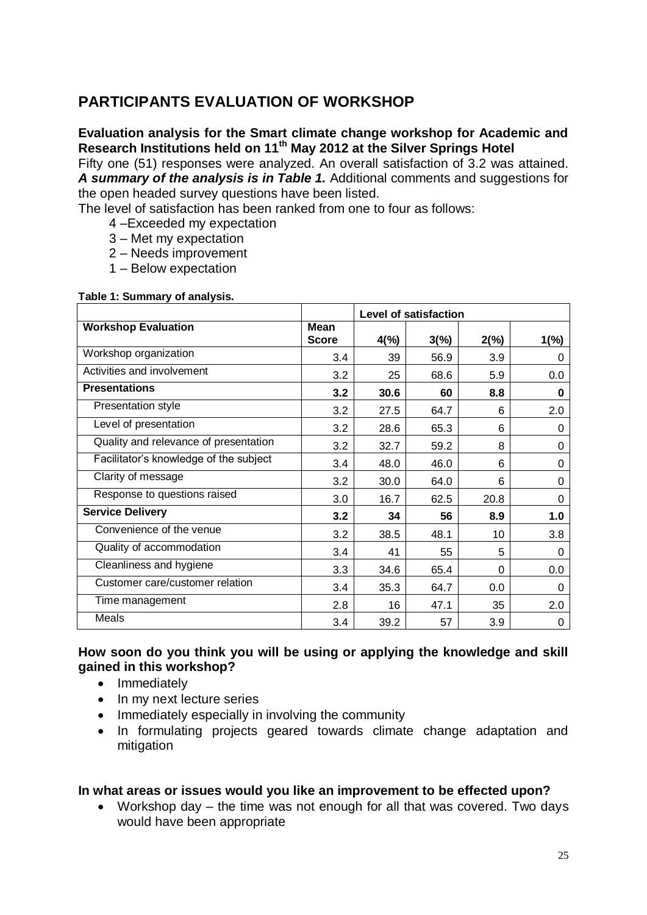## PARTICIPANTS EVALUATION OF WORKSHOP

**Evaluation analysis for the Smart climate change workshop for Academic and Research Institutions held on 11th May 2012 at the Silver Springs Hotel**

Fifty one (51) responses were analyzed. An overall satisfaction of 3.2 was attained. ***A summary of the analysis is in Table 1.*** Additional comments and suggestions for the open headed survey questions have been listed.

The level of satisfaction has been ranked from one to four as follows:

4 –Exceeded my expectation
3 – Met my expectation
2 – Needs improvement
1 – Below expectation

**Table 1: Summary of analysis.**

| | | Level of satisfaction | | | |
|---|---|---|---|---|---|
| **Workshop Evaluation** | **Mean Score** | **4(%)** | **3(%)** | **2(%)** | **1(%)** |
| Workshop organization | 3.4 | 39 | 56.9 | 3.9 | 0 |
| Activities and involvement | 3.2 | 25 | 68.6 | 5.9 | 0.0 |
| **Presentations** | **3.2** | **30.6** | **60** | **8.8** | **0** |
| Presentation style | 3.2 | 27.5 | 64.7 | 6 | 2.0 |
| Level of presentation | 3.2 | 28.6 | 65.3 | 6 | 0 |
| Quality and relevance of presentation | 3.2 | 32.7 | 59.2 | 8 | 0 |
| Facilitator's knowledge of the subject | 3.4 | 48.0 | 46.0 | 6 | 0 |
| Clarity of message | 3.2 | 30.0 | 64.0 | 6 | 0 |
| Response to questions raised | 3.0 | 16.7 | 62.5 | 20.8 | 0 |
| **Service Delivery** | **3.2** | **34** | **56** | **8.9** | **1.0** |
| Convenience of the venue | 3.2 | 38.5 | 48.1 | 10 | 3.8 |
| Quality of accommodation | 3.4 | 41 | 55 | 5 | 0 |
| Cleanliness and hygiene | 3.3 | 34.6 | 65.4 | 0 | 0.0 |
| Customer care/customer relation | 3.4 | 35.3 | 64.7 | 0.0 | 0 |
| Time management | 2.8 | 16 | 47.1 | 35 | 2.0 |
| Meals | 3.4 | 39.2 | 57 | 3.9 | 0 |

**How soon do you think you will be using or applying the knowledge and skill gained in this workshop?**

- Immediately
- In my next lecture series
- Immediately especially in involving the community
- In formulating projects geared towards climate change adaptation and mitigation

**In what areas or issues would you like an improvement to be effected upon?**

- Workshop day – the time was not enough for all that was covered. Two days would have been appropriate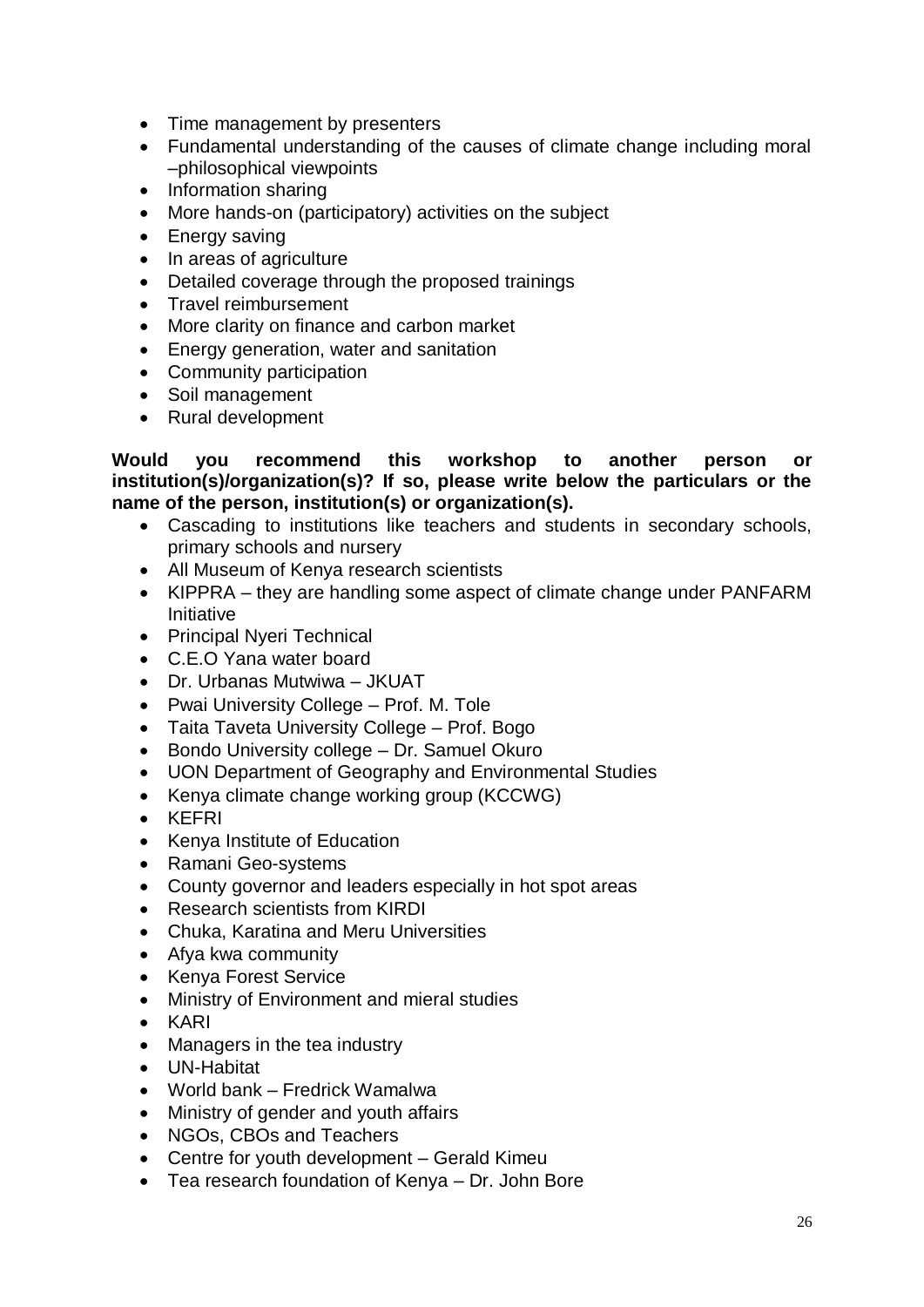- Time management by presenters
- Fundamental understanding of the causes of climate change including moral –philosophical viewpoints
- Information sharing
- More hands-on (participatory) activities on the subject
- Energy saving
- In areas of agriculture
- Detailed coverage through the proposed trainings
- Travel reimbursement
- More clarity on finance and carbon market
- Energy generation, water and sanitation
- Community participation
- Soil management
- Rural development

**Would you recommend this workshop to another person or institution(s)/organization(s)? If so, please write below the particulars or the name of the person, institution(s) or organization(s).**

- Cascading to institutions like teachers and students in secondary schools, primary schools and nursery
- All Museum of Kenya research scientists
- KIPPRA – they are handling some aspect of climate change under PANFARM Initiative
- Principal Nyeri Technical
- C.E.O Yana water board
- Dr. Urbanas Mutwiwa – JKUAT
- Pwai University College – Prof. M. Tole
- Taita Taveta University College – Prof. Bogo
- Bondo University college – Dr. Samuel Okuro
- UON Department of Geography and Environmental Studies
- Kenya climate change working group (KCCWG)
- KEFRI
- Kenya Institute of Education
- Ramani Geo-systems
- County governor and leaders especially in hot spot areas
- Research scientists from KIRDI
- Chuka, Karatina and Meru Universities
- Afya kwa community
- Kenya Forest Service
- Ministry of Environment and mieral studies
- KARI
- Managers in the tea industry
- UN-Habitat
- World bank – Fredrick Wamalwa
- Ministry of gender and youth affairs
- NGOs, CBOs and Teachers
- Centre for youth development – Gerald Kimeu
- Tea research foundation of Kenya – Dr. John Bore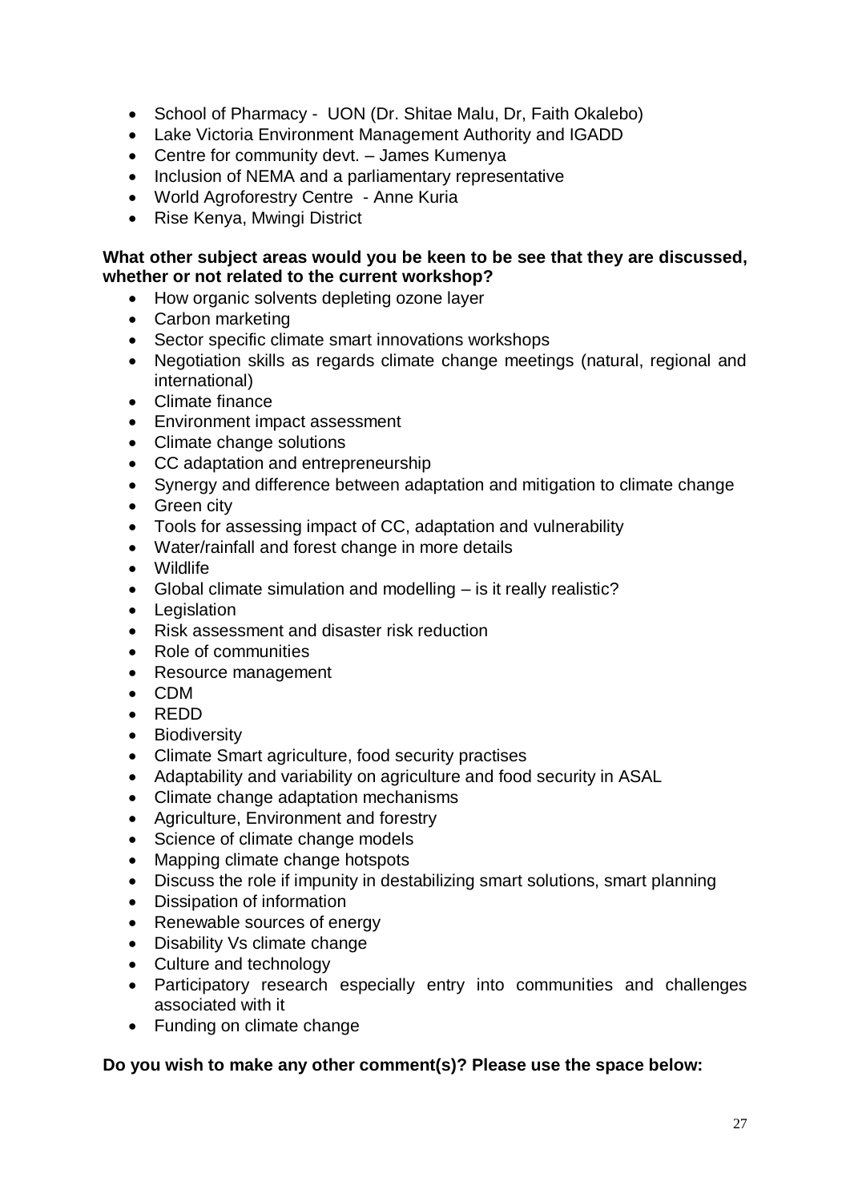- School of Pharmacy - UON (Dr. Shitae Malu, Dr, Faith Okalebo)
- Lake Victoria Environment Management Authority and IGADD
- Centre for community devt. – James Kumenya
- Inclusion of NEMA and a parliamentary representative
- World Agroforestry Centre - Anne Kuria
- Rise Kenya, Mwingi District

**What other subject areas would you be keen to be see that they are discussed, whether or not related to the current workshop?**

- How organic solvents depleting ozone layer
- Carbon marketing
- Sector specific climate smart innovations workshops
- Negotiation skills as regards climate change meetings (natural, regional and international)
- Climate finance
- Environment impact assessment
- Climate change solutions
- CC adaptation and entrepreneurship
- Synergy and difference between adaptation and mitigation to climate change
- Green city
- Tools for assessing impact of CC, adaptation and vulnerability
- Water/rainfall and forest change in more details
- Wildlife
- Global climate simulation and modelling – is it really realistic?
- Legislation
- Risk assessment and disaster risk reduction
- Role of communities
- Resource management
- CDM
- REDD
- Biodiversity
- Climate Smart agriculture, food security practises
- Adaptability and variability on agriculture and food security in ASAL
- Climate change adaptation mechanisms
- Agriculture, Environment and forestry
- Science of climate change models
- Mapping climate change hotspots
- Discuss the role if impunity in destabilizing smart solutions, smart planning
- Dissipation of information
- Renewable sources of energy
- Disability Vs climate change
- Culture and technology
- Participatory research especially entry into communities and challenges associated with it
- Funding on climate change

**Do you wish to make any other comment(s)? Please use the space below:**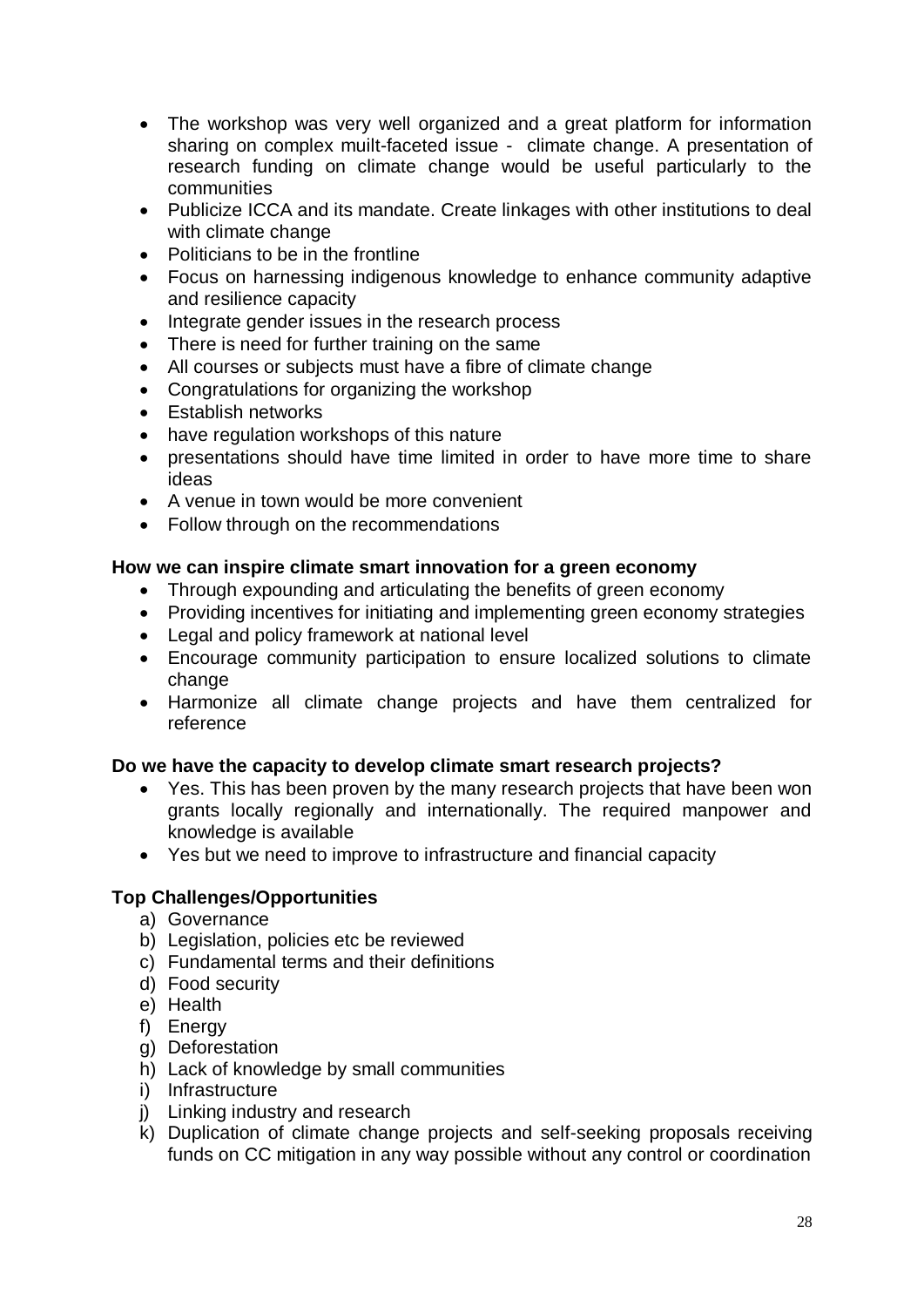- The workshop was very well organized and a great platform for information sharing on complex muilt-faceted issue - climate change. A presentation of research funding on climate change would be useful particularly to the communities
- Publicize ICCA and its mandate. Create linkages with other institutions to deal with climate change
- Politicians to be in the frontline
- Focus on harnessing indigenous knowledge to enhance community adaptive and resilience capacity
- Integrate gender issues in the research process
- There is need for further training on the same
- All courses or subjects must have a fibre of climate change
- Congratulations for organizing the workshop
- Establish networks
- have regulation workshops of this nature
- presentations should have time limited in order to have more time to share ideas
- A venue in town would be more convenient
- Follow through on the recommendations

**How we can inspire climate smart innovation for a green economy**

- Through expounding and articulating the benefits of green economy
- Providing incentives for initiating and implementing green economy strategies
- Legal and policy framework at national level
- Encourage community participation to ensure localized solutions to climate change
- Harmonize all climate change projects and have them centralized for reference

**Do we have the capacity to develop climate smart research projects?**

- Yes. This has been proven by the many research projects that have been won grants locally regionally and internationally. The required manpower and knowledge is available
- Yes but we need to improve to infrastructure and financial capacity

**Top Challenges/Opportunities**

a) Governance
b) Legislation, policies etc be reviewed
c) Fundamental terms and their definitions
d) Food security
e) Health
f) Energy
g) Deforestation
h) Lack of knowledge by small communities
i) Infrastructure
j) Linking industry and research
k) Duplication of climate change projects and self-seeking proposals receiving funds on CC mitigation in any way possible without any control or coordination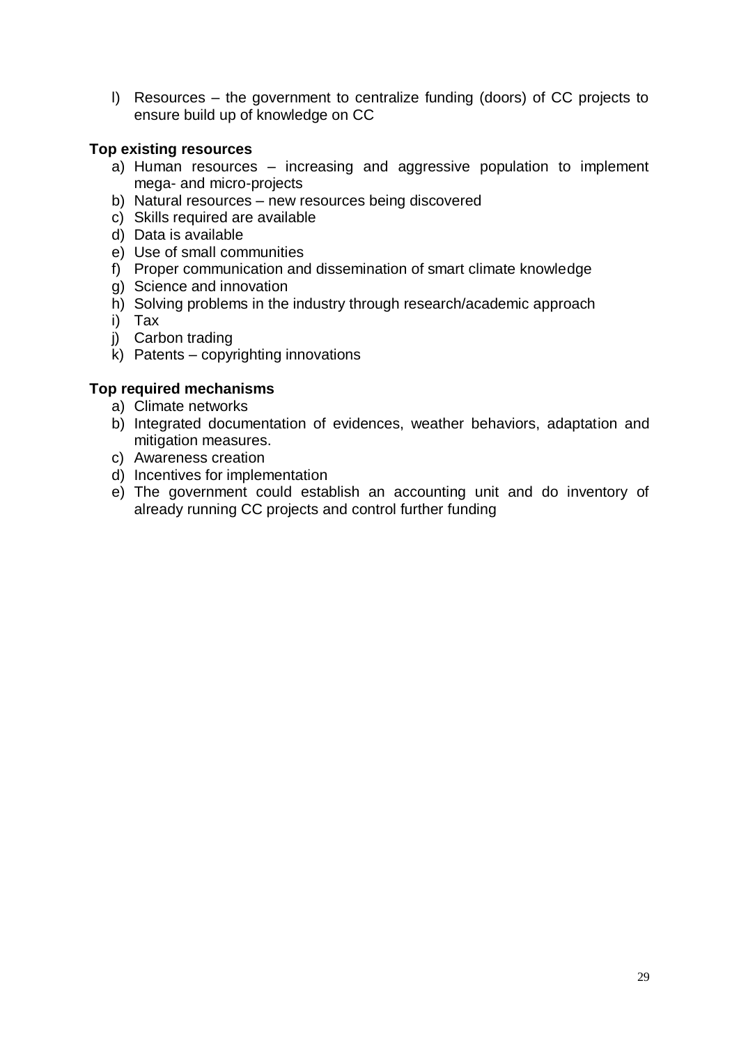l) Resources – the government to centralize funding (doors) of CC projects to ensure build up of knowledge on CC

**Top existing resources**

a) Human resources – increasing and aggressive population to implement mega- and micro-projects
b) Natural resources – new resources being discovered
c) Skills required are available
d) Data is available
e) Use of small communities
f) Proper communication and dissemination of smart climate knowledge
g) Science and innovation
h) Solving problems in the industry through research/academic approach
i) Tax
j) Carbon trading
k) Patents – copyrighting innovations

**Top required mechanisms**

a) Climate networks
b) Integrated documentation of evidences, weather behaviors, adaptation and mitigation measures.
c) Awareness creation
d) Incentives for implementation
e) The government could establish an accounting unit and do inventory of already running CC projects and control further funding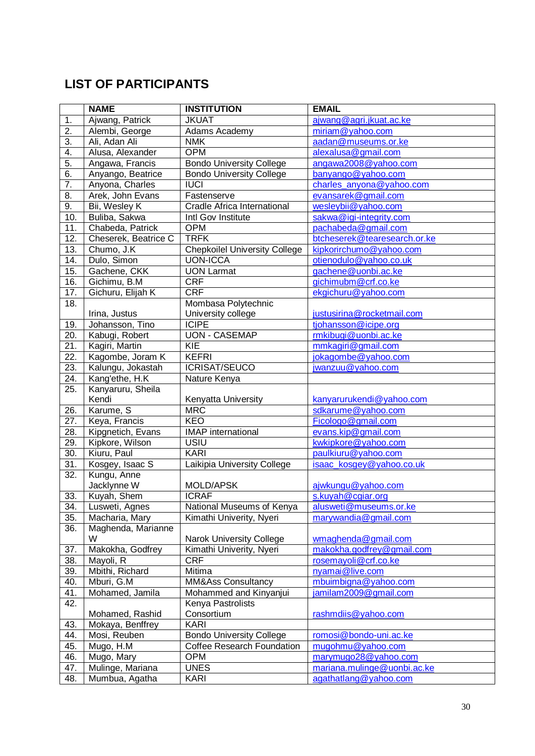## LIST OF PARTICIPANTS

| | NAME | INSTITUTION | EMAIL |
|---|---|---|---|
| 1. | Ajwang, Patrick | JKUAT | ajwang@agri.jkuat.ac.ke |
| 2. | Alembi, George | Adams Academy | miriam@yahoo.com |
| 3. | Ali, Adan Ali | NMK | aadan@museums.or.ke |
| 4. | Alusa, Alexander | OPM | alexalusa@gmail.com |
| 5. | Angawa, Francis | Bondo University College | angawa2008@yahoo.com |
| 6. | Anyango, Beatrice | Bondo University College | banyango@yahoo.com |
| 7. | Anyona, Charles | IUCI | charles_anyona@yahoo.com |
| 8. | Arek, John Evans | Fastenserve | evansarek@gmail.com |
| 9. | Bii, Wesley K | Cradle Africa International | wesleybii@yahoo.com |
| 10. | Buliba, Sakwa | Intl Gov Institute | sakwa@igi-integrity.com |
| 11. | Chabeda, Patrick | OPM | pachabeda@gmail.com |
| 12. | Cheserek, Beatrice C | TRFK | btcheserek@tearesearch.or.ke |
| 13. | Chumo, J.K | Chepkoilel University College | kipkorirchumo@yahoo.com |
| 14. | Dulo, Simon | UON-ICCA | otienodulo@yahoo.co.uk |
| 15. | Gachene, CKK | UON Larmat | gachene@uonbi.ac.ke |
| 16. | Gichimu, B.M | CRF | gichimubm@crf.co.ke |
| 17. | Gichuru, Elijah K | CRF | ekgichuru@yahoo.com |
| 18. | Irina, Justus | Mombasa Polytechnic University college | justusirina@rocketmail.com |
| 19. | Johansson, Tino | ICIPE | tjohansson@icipe.org |
| 20. | Kabugi, Robert | UON - CASEMAP | rmkibugi@uonbi.ac.ke |
| 21. | Kagiri, Martin | KIE | mmkagiri@gmail.com |
| 22. | Kagombe, Joram K | KEFRI | jokagombe@yahoo.com |
| 23. | Kalungu, Jokastah | ICRISAT/SEUCO | jwanzuu@yahoo.com |
| 24. | Kang'ethe, H.K | Nature Kenya | |
| 25. | Kanyaruru, Sheila Kendi | Kenyatta University | kanyarurukendi@yahoo.com |
| 26. | Karume, S | MRC | sdkarume@yahoo.com |
| 27. | Keya, Francis | KEO | Ficologo@gmail.com |
| 28. | Kipgnetich, Evans | IMAP international | evans.kip@gmail.com |
| 29. | Kipkore, Wilson | USIU | kwkipkore@yahoo.com |
| 30. | Kiuru, Paul | KARI | paulkiuru@yahoo.com |
| 31. | Kosgey, Isaac S | Laikipia University College | isaac_kosgey@yahoo.co.uk |
| 32. | Kungu, Anne Jacklynne W | MOLD/APSK | ajwkungu@yahoo.com |
| 33. | Kuyah, Shem | ICRAF | s.kuyah@cgiar.org |
| 34. | Lusweti, Agnes | National Museums of Kenya | alusweti@museums.or.ke |
| 35. | Macharia, Mary | Kimathi Univerity, Nyeri | marywandia@gmail.com |
| 36. | Maghenda, Marianne W | Narok University College | wmaghenda@gmail.com |
| 37. | Makokha, Godfrey | Kimathi Univerity, Nyeri | makokha.godfrey@gmail.com |
| 38. | Mayoli, R | CRF | rosemayoli@crf.co.ke |
| 39. | Mbithi, Richard | Mitima | nyamai@live.com |
| 40. | Mburi, G.M | MM&Ass Consultancy | mbuimbigna@yahoo.com |
| 41. | Mohamed, Jamila | Mohammed and Kinyanjui | jamilam2009@gmail.com |
| 42. | Mohamed, Rashid | Kenya Pastrolists Consortium | rashmdiis@yahoo.com |
| 43. | Mokaya, Benffrey | KARI | |
| 44. | Mosi, Reuben | Bondo University College | romosi@bondo-uni.ac.ke |
| 45. | Mugo, H.M | Coffee Research Foundation | mugohmu@yahoo.com |
| 46. | Mugo, Mary | OPM | marymugo28@yahoo.com |
| 47. | Mulinge, Mariana | UNES | mariana.mulinge@uonbi.ac.ke |
| 48. | Mumbua, Agatha | KARI | agathatlang@yahoo.com |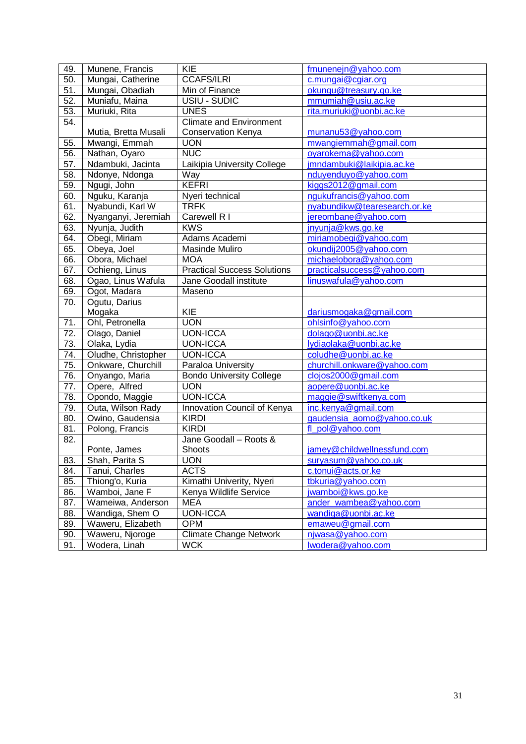| | | | |
|---|---|---|---|
| 49. | Munene, Francis | KIE | fmunenejn@yahoo.com |
| 50. | Mungai, Catherine | CCAFS/ILRI | c.mungai@cgiar.org |
| 51. | Mungai, Obadiah | Min of Finance | okungu@treasury.go.ke |
| 52. | Muniafu, Maina | USIU - SUDIC | mmumiah@usiu.ac.ke |
| 53. | Muriuki, Rita | UNES | rita.muriuki@uonbi.ac.ke |
| 54. | Mutia, Bretta Musali | Climate and Environment Conservation Kenya | munanu53@yahoo.com |
| 55. | Mwangi, Emmah | UON | mwangiemmah@gmail.com |
| 56. | Nathan, Oyaro | NUC | oyarokema@yahoo.com |
| 57. | Ndambuki, Jacinta | Laikipia University College | jmndambuki@laikipia.ac.ke |
| 58. | Ndonye, Ndonga | Way | nduyenduyo@yahoo.com |
| 59. | Ngugi, John | KEFRI | kiggs2012@gmail.com |
| 60. | Nguku, Karanja | Nyeri technical | ngukufrancis@yahoo.com |
| 61. | Nyabundi, Karl W | TRFK | nyabundikw@tearesearch.or.ke |
| 62. | Nyanganyi, Jeremiah | Carewell R I | jereombane@yahoo.com |
| 63. | Nyunja, Judith | KWS | jnyunja@kws.go.ke |
| 64. | Obegi, Miriam | Adams Academi | miriamobegi@yahoo.com |
| 65. | Obeya, Joel | Masinde Muliro | okundij2005@yahoo.com |
| 66. | Obora, Michael | MOA | michaelobora@yahoo.com |
| 67. | Ochieng, Linus | Practical Success Solutions | practicalsuccess@yahoo.com |
| 68. | Ogao, Linus Wafula | Jane Goodall institute | linuswafula@yahoo.com |
| 69. | Ogot, Madara | Maseno | |
| 70. | Ogutu, Darius Mogaka | KIE | dariusmogaka@gmail.com |
| 71. | Ohl, Petronella | UON | ohlsinfo@yahoo.com |
| 72. | Olago, Daniel | UON-ICCA | dolago@uonbi.ac.ke |
| 73. | Olaka, Lydia | UON-ICCA | lydiaolaka@uonbi.ac.ke |
| 74. | Oludhe, Christopher | UON-ICCA | coludhe@uonbi.ac.ke |
| 75. | Onkware, Churchill | Paraloa University | churchill.onkware@yahoo.com |
| 76. | Onyango, Maria | Bondo University College | clojos2000@gmail.com |
| 77. | Opere, Alfred | UON | aopere@uonbi.ac.ke |
| 78. | Opondo, Maggie | UON-ICCA | maggie@swiftkenya.com |
| 79. | Outa, Wilson Rady | Innovation Council of Kenya | inc.kenya@gmail.com |
| 80. | Owino, Gaudensia | KIRDI | gaudensia_aomo@yahoo.co.uk |
| 81. | Polong, Francis | KIRDI | fl_pol@yahoo.com |
| 82. | Ponte, James | Jane Goodall – Roots & Shoots | jamey@childwellnessfund.com |
| 83. | Shah, Parita S | UON | suryasum@yahoo.co.uk |
| 84. | Tanui, Charles | ACTS | c.tonui@acts.or.ke |
| 85. | Thiong'o, Kuria | Kimathi Univerity, Nyeri | tbkuria@yahoo.com |
| 86. | Wamboi, Jane F | Kenya Wildlife Service | jwamboi@kws.go.ke |
| 87. | Wameiwa, Anderson | MEA | ander_wambea@yahoo.com |
| 88. | Wandiga, Shem O | UON-ICCA | wandiga@uonbi.ac.ke |
| 89. | Waweru, Elizabeth | OPM | emaweu@gmail.com |
| 90. | Waweru, Njoroge | Climate Change Network | njwasa@yahoo.com |
| 91. | Wodera, Linah | WCK | lwodera@yahoo.com |